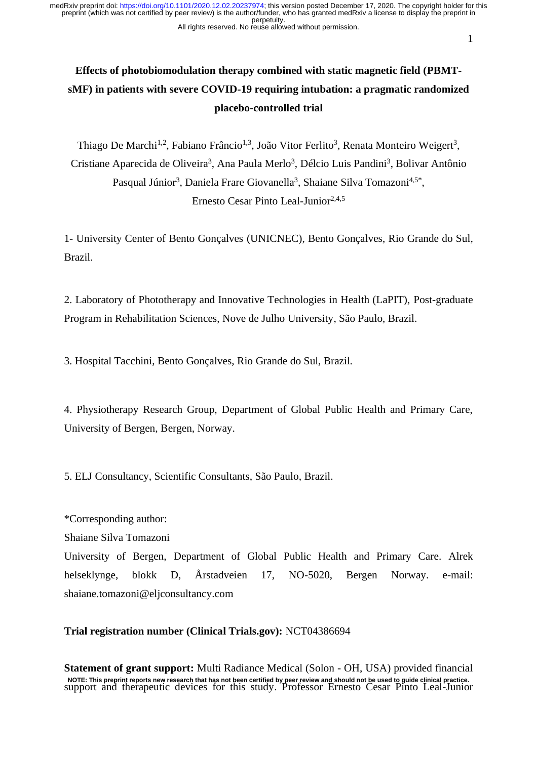# Effects of photobiomodulation therapy combined with static magnetic field (PBMT-sMF) in patients with severe COVID-19 requiring intubation: a pragmatic randomized placebo-controlled trial

Thiago De Marchi[1,2], Fabiano Frâncio[1,3], João Vitor Ferlito[3], Renata Monteiro Weigert[3], Cristiane Aparecida de Oliveira[3], Ana Paula Merlo[3], Délcio Luis Pandini[3], Bolivar Antônio Pasqual Júnior[3], Daniela Frare Giovanella[3], Shaiane Silva Tomazoni[4,5*], Ernesto Cesar Pinto Leal-Junior[2,4,5]

1- University Center of Bento Gonçalves (UNICNEC), Bento Gonçalves, Rio Grande do Sul, Brazil.

2. Laboratory of Phototherapy and Innovative Technologies in Health (LaPIT), Post-graduate Program in Rehabilitation Sciences, Nove de Julho University, São Paulo, Brazil.

3. Hospital Tacchini, Bento Gonçalves, Rio Grande do Sul, Brazil.

4. Physiotherapy Research Group, Department of Global Public Health and Primary Care, University of Bergen, Bergen, Norway.

5. ELJ Consultancy, Scientific Consultants, São Paulo, Brazil.

*Corresponding author:

Shaiane Silva Tomazoni

University of Bergen, Department of Global Public Health and Primary Care. Alrek helseklynge, blokk D, Årstadveien 17, NO-5020, Bergen Norway. e-mail: shaiane.tomazoni@eljconsultancy.com

**Trial registration number (Clinical Trials.gov):** NCT04386694

**Statement of grant support:** Multi Radiance Medical (Solon - OH, USA) provided financial support and therapeutic devices for this study. Professor Ernesto Cesar Pinto Leal-Junior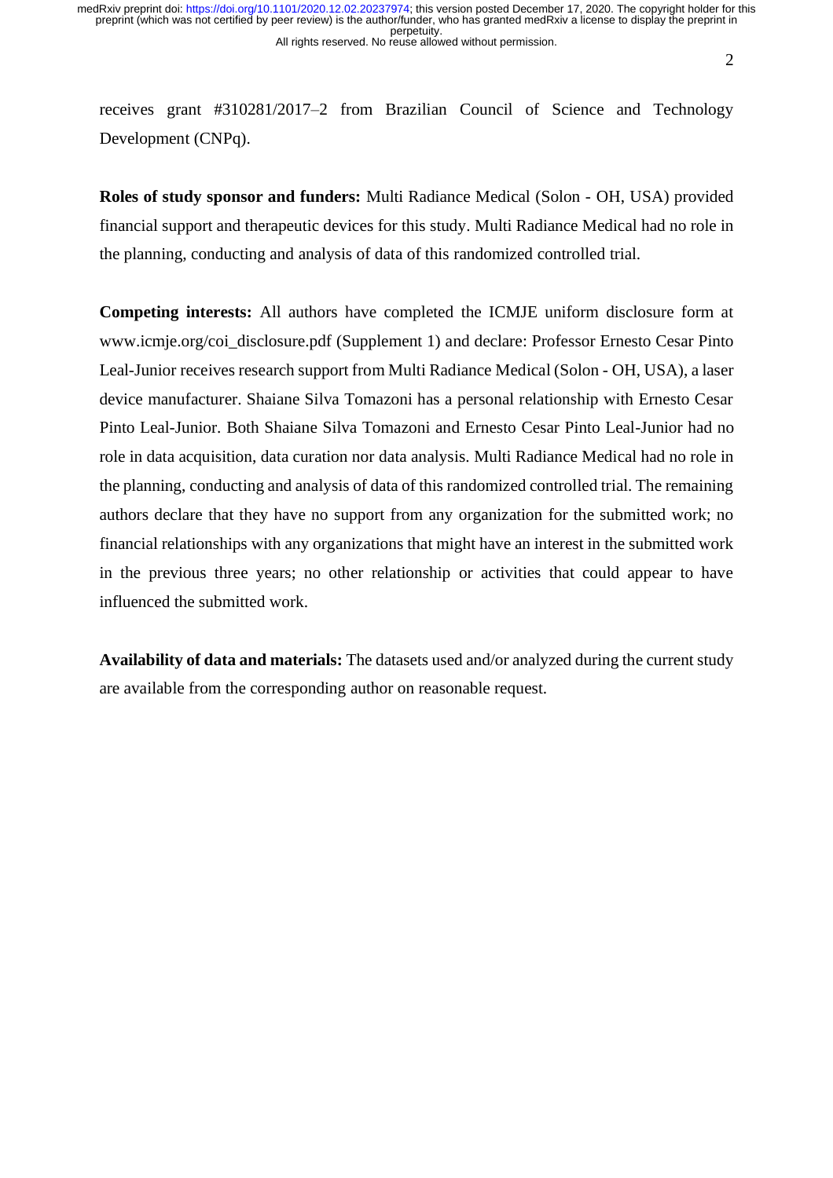receives grant #310281/2017–2 from Brazilian Council of Science and Technology Development (CNPq).

**Roles of study sponsor and funders:** Multi Radiance Medical (Solon - OH, USA) provided financial support and therapeutic devices for this study. Multi Radiance Medical had no role in the planning, conducting and analysis of data of this randomized controlled trial.

**Competing interests:** All authors have completed the ICMJE uniform disclosure form at www.icmje.org/coi_disclosure.pdf (Supplement 1) and declare: Professor Ernesto Cesar Pinto Leal-Junior receives research support from Multi Radiance Medical (Solon - OH, USA), a laser device manufacturer. Shaiane Silva Tomazoni has a personal relationship with Ernesto Cesar Pinto Leal-Junior. Both Shaiane Silva Tomazoni and Ernesto Cesar Pinto Leal-Junior had no role in data acquisition, data curation nor data analysis. Multi Radiance Medical had no role in the planning, conducting and analysis of data of this randomized controlled trial. The remaining authors declare that they have no support from any organization for the submitted work; no financial relationships with any organizations that might have an interest in the submitted work in the previous three years; no other relationship or activities that could appear to have influenced the submitted work.

**Availability of data and materials:** The datasets used and/or analyzed during the current study are available from the corresponding author on reasonable request.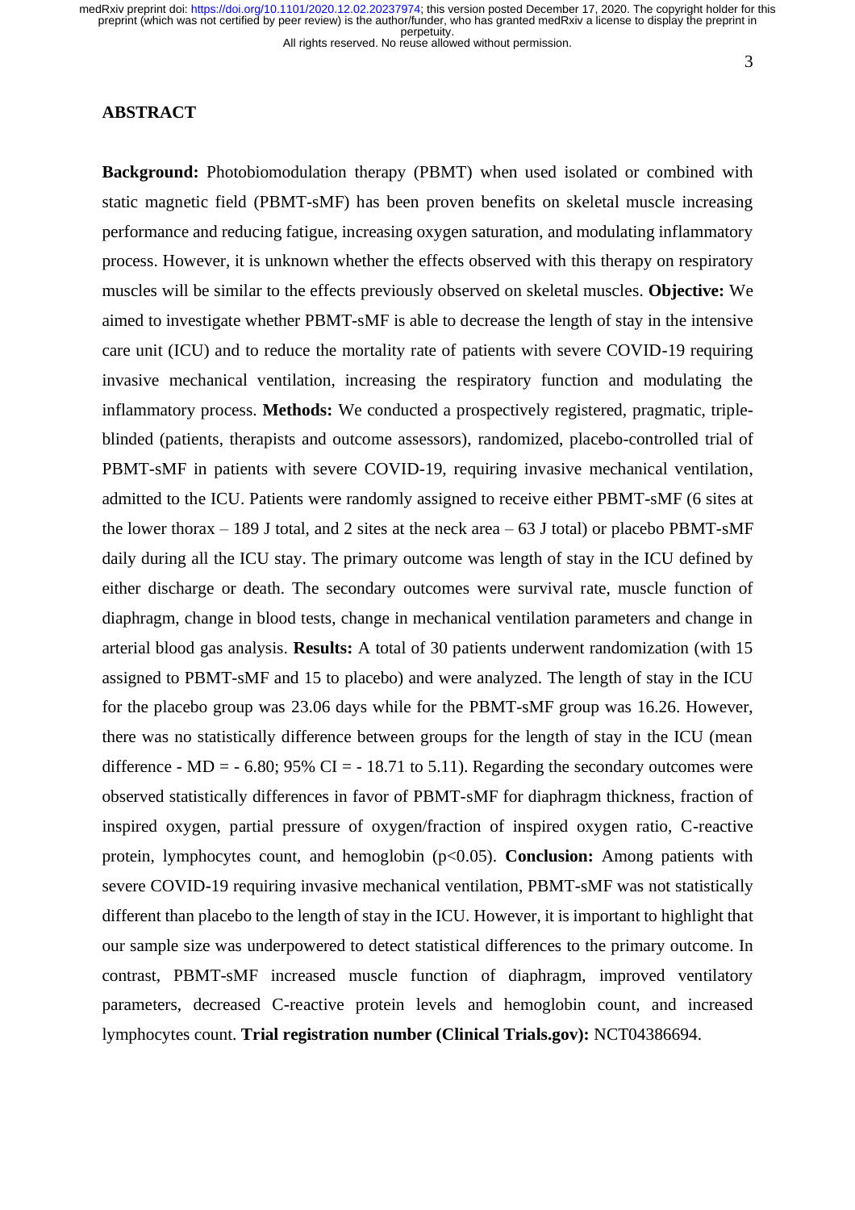## ABSTRACT

**Background:** Photobiomodulation therapy (PBMT) when used isolated or combined with static magnetic field (PBMT-sMF) has been proven benefits on skeletal muscle increasing performance and reducing fatigue, increasing oxygen saturation, and modulating inflammatory process. However, it is unknown whether the effects observed with this therapy on respiratory muscles will be similar to the effects previously observed on skeletal muscles. **Objective:** We aimed to investigate whether PBMT-sMF is able to decrease the length of stay in the intensive care unit (ICU) and to reduce the mortality rate of patients with severe COVID-19 requiring invasive mechanical ventilation, increasing the respiratory function and modulating the inflammatory process. **Methods:** We conducted a prospectively registered, pragmatic, triple-blinded (patients, therapists and outcome assessors), randomized, placebo-controlled trial of PBMT-sMF in patients with severe COVID-19, requiring invasive mechanical ventilation, admitted to the ICU. Patients were randomly assigned to receive either PBMT-sMF (6 sites at the lower thorax – 189 J total, and 2 sites at the neck area – 63 J total) or placebo PBMT-sMF daily during all the ICU stay. The primary outcome was length of stay in the ICU defined by either discharge or death. The secondary outcomes were survival rate, muscle function of diaphragm, change in blood tests, change in mechanical ventilation parameters and change in arterial blood gas analysis. **Results:** A total of 30 patients underwent randomization (with 15 assigned to PBMT-sMF and 15 to placebo) and were analyzed. The length of stay in the ICU for the placebo group was 23.06 days while for the PBMT-sMF group was 16.26. However, there was no statistically difference between groups for the length of stay in the ICU (mean difference - MD = - 6.80; 95% CI = - 18.71 to 5.11). Regarding the secondary outcomes were observed statistically differences in favor of PBMT-sMF for diaphragm thickness, fraction of inspired oxygen, partial pressure of oxygen/fraction of inspired oxygen ratio, C-reactive protein, lymphocytes count, and hemoglobin ($p<0.05$). **Conclusion:** Among patients with severe COVID-19 requiring invasive mechanical ventilation, PBMT-sMF was not statistically different than placebo to the length of stay in the ICU. However, it is important to highlight that our sample size was underpowered to detect statistical differences to the primary outcome. In contrast, PBMT-sMF increased muscle function of diaphragm, improved ventilatory parameters, decreased C-reactive protein levels and hemoglobin count, and increased lymphocytes count. **Trial registration number (Clinical Trials.gov):** NCT04386694.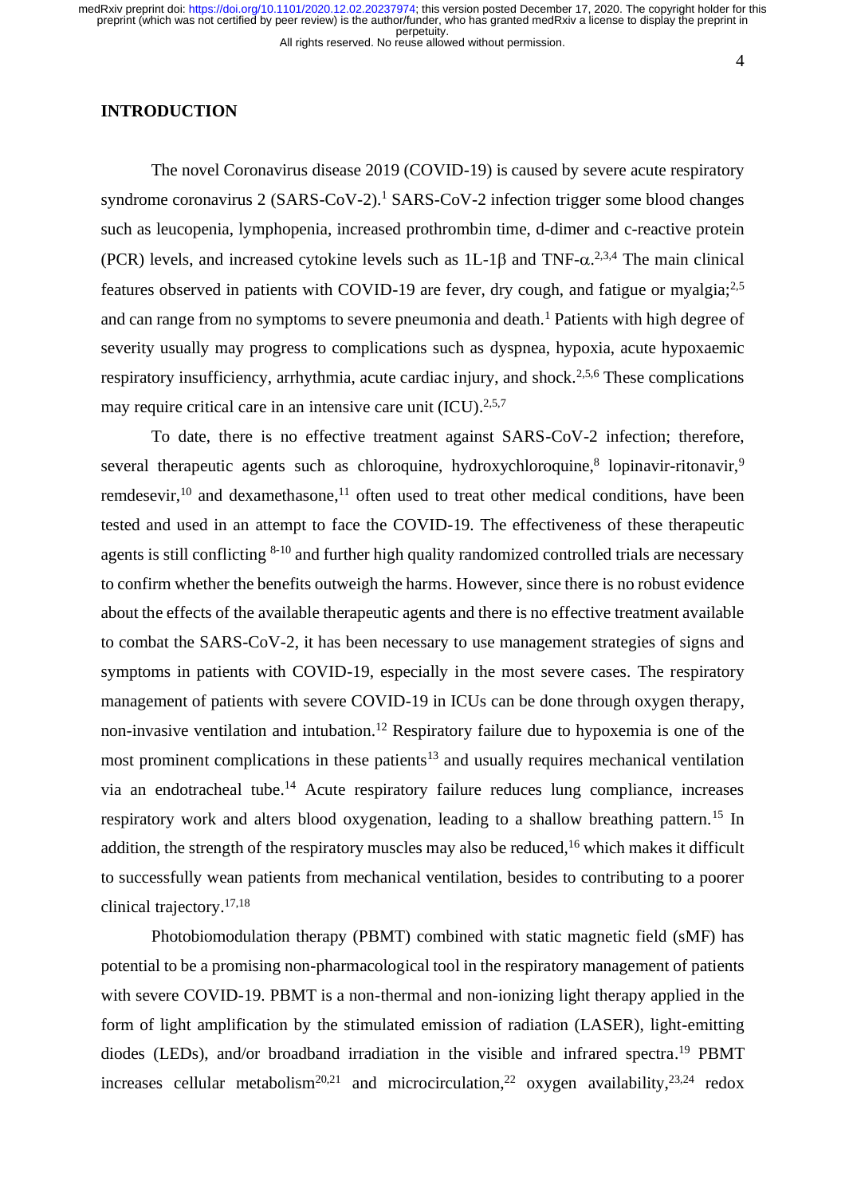## INTRODUCTION

The novel Coronavirus disease 2019 (COVID-19) is caused by severe acute respiratory syndrome coronavirus 2 (SARS-CoV-2).[1] SARS-CoV-2 infection trigger some blood changes such as leucopenia, lymphopenia, increased prothrombin time, d-dimer and c-reactive protein (PCR) levels, and increased cytokine levels such as 1L-1$\beta$ and TNF-$\alpha$.[2,3,4] The main clinical features observed in patients with COVID-19 are fever, dry cough, and fatigue or myalgia;[2,5] and can range from no symptoms to severe pneumonia and death.[1] Patients with high degree of severity usually may progress to complications such as dyspnea, hypoxia, acute hypoxaemic respiratory insufficiency, arrhythmia, acute cardiac injury, and shock.[2,5,6] These complications may require critical care in an intensive care unit (ICU).[2,5,7]

To date, there is no effective treatment against SARS-CoV-2 infection; therefore, several therapeutic agents such as chloroquine, hydroxychloroquine,[8] lopinavir-ritonavir,[9] remdesevir,[10] and dexamethasone,[11] often used to treat other medical conditions, have been tested and used in an attempt to face the COVID-19. The effectiveness of these therapeutic agents is still conflicting [8-10] and further high quality randomized controlled trials are necessary to confirm whether the benefits outweigh the harms. However, since there is no robust evidence about the effects of the available therapeutic agents and there is no effective treatment available to combat the SARS-CoV-2, it has been necessary to use management strategies of signs and symptoms in patients with COVID-19, especially in the most severe cases. The respiratory management of patients with severe COVID-19 in ICUs can be done through oxygen therapy, non-invasive ventilation and intubation.[12] Respiratory failure due to hypoxemia is one of the most prominent complications in these patients[13] and usually requires mechanical ventilation via an endotracheal tube.[14] Acute respiratory failure reduces lung compliance, increases respiratory work and alters blood oxygenation, leading to a shallow breathing pattern.[15] In addition, the strength of the respiratory muscles may also be reduced,[16] which makes it difficult to successfully wean patients from mechanical ventilation, besides to contributing to a poorer clinical trajectory.[17,18]

Photobiomodulation therapy (PBMT) combined with static magnetic field (sMF) has potential to be a promising non-pharmacological tool in the respiratory management of patients with severe COVID-19. PBMT is a non-thermal and non-ionizing light therapy applied in the form of light amplification by the stimulated emission of radiation (LASER), light-emitting diodes (LEDs), and/or broadband irradiation in the visible and infrared spectra.[19] PBMT increases cellular metabolism[20,21] and microcirculation,[22] oxygen availability,[23,24] redox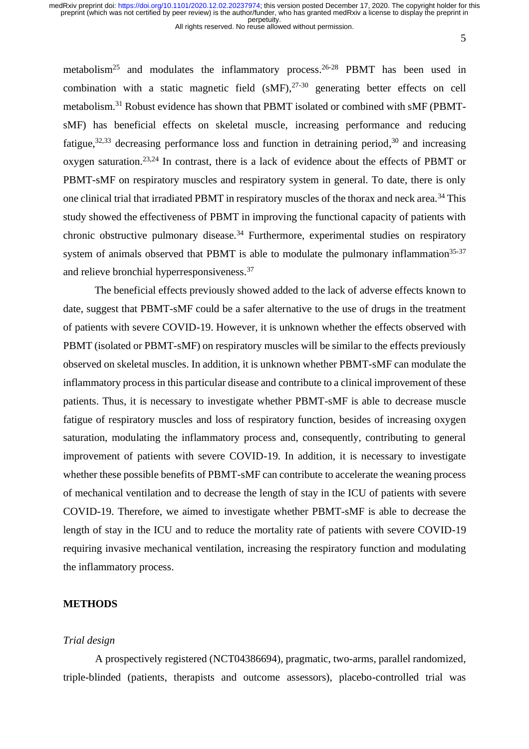metabolism[25] and modulates the inflammatory process.[26-28] PBMT has been used in combination with a static magnetic field (sMF),[27-30] generating better effects on cell metabolism.[31] Robust evidence has shown that PBMT isolated or combined with sMF (PBMT-sMF) has beneficial effects on skeletal muscle, increasing performance and reducing fatigue,[32,33] decreasing performance loss and function in detraining period,[30] and increasing oxygen saturation.[23,24] In contrast, there is a lack of evidence about the effects of PBMT or PBMT-sMF on respiratory muscles and respiratory system in general. To date, there is only one clinical trial that irradiated PBMT in respiratory muscles of the thorax and neck area.[34] This study showed the effectiveness of PBMT in improving the functional capacity of patients with chronic obstructive pulmonary disease.[34] Furthermore, experimental studies on respiratory system of animals observed that PBMT is able to modulate the pulmonary inflammation[35-37] and relieve bronchial hyperresponsiveness.[37]

The beneficial effects previously showed added to the lack of adverse effects known to date, suggest that PBMT-sMF could be a safer alternative to the use of drugs in the treatment of patients with severe COVID-19. However, it is unknown whether the effects observed with PBMT (isolated or PBMT-sMF) on respiratory muscles will be similar to the effects previously observed on skeletal muscles. In addition, it is unknown whether PBMT-sMF can modulate the inflammatory process in this particular disease and contribute to a clinical improvement of these patients. Thus, it is necessary to investigate whether PBMT-sMF is able to decrease muscle fatigue of respiratory muscles and loss of respiratory function, besides of increasing oxygen saturation, modulating the inflammatory process and, consequently, contributing to general improvement of patients with severe COVID-19. In addition, it is necessary to investigate whether these possible benefits of PBMT-sMF can contribute to accelerate the weaning process of mechanical ventilation and to decrease the length of stay in the ICU of patients with severe COVID-19. Therefore, we aimed to investigate whether PBMT-sMF is able to decrease the length of stay in the ICU and to reduce the mortality rate of patients with severe COVID-19 requiring invasive mechanical ventilation, increasing the respiratory function and modulating the inflammatory process.

## METHODS

### *Trial design*

A prospectively registered (NCT04386694), pragmatic, two-arms, parallel randomized, triple-blinded (patients, therapists and outcome assessors), placebo-controlled trial was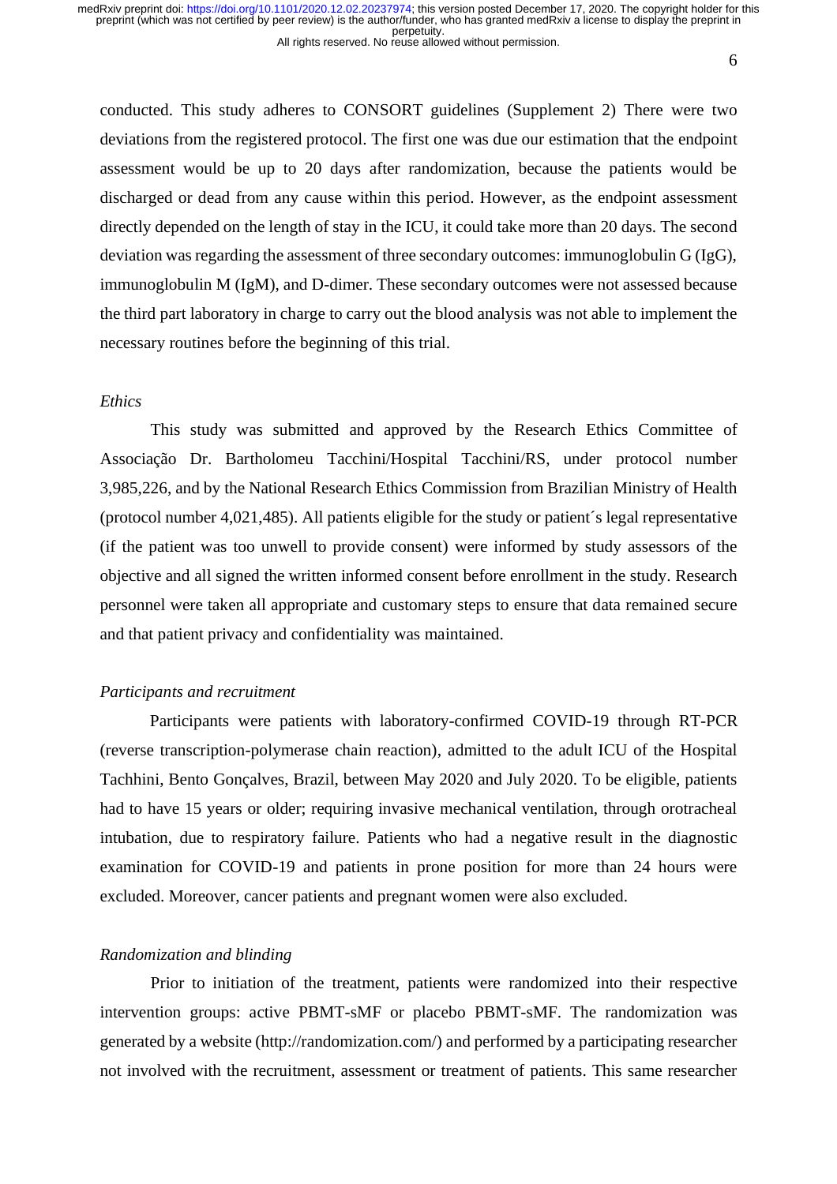conducted. This study adheres to CONSORT guidelines (Supplement 2) There were two deviations from the registered protocol. The first one was due our estimation that the endpoint assessment would be up to 20 days after randomization, because the patients would be discharged or dead from any cause within this period. However, as the endpoint assessment directly depended on the length of stay in the ICU, it could take more than 20 days. The second deviation was regarding the assessment of three secondary outcomes: immunoglobulin G (IgG), immunoglobulin M (IgM), and D-dimer. These secondary outcomes were not assessed because the third part laboratory in charge to carry out the blood analysis was not able to implement the necessary routines before the beginning of this trial.

*Ethics*

This study was submitted and approved by the Research Ethics Committee of Associação Dr. Bartholomeu Tacchini/Hospital Tacchini/RS, under protocol number 3,985,226, and by the National Research Ethics Commission from Brazilian Ministry of Health (protocol number 4,021,485). All patients eligible for the study or patient´s legal representative (if the patient was too unwell to provide consent) were informed by study assessors of the objective and all signed the written informed consent before enrollment in the study. Research personnel were taken all appropriate and customary steps to ensure that data remained secure and that patient privacy and confidentiality was maintained.

*Participants and recruitment*

Participants were patients with laboratory-confirmed COVID-19 through RT-PCR (reverse transcription-polymerase chain reaction), admitted to the adult ICU of the Hospital Tachhini, Bento Gonçalves, Brazil, between May 2020 and July 2020. To be eligible, patients had to have 15 years or older; requiring invasive mechanical ventilation, through orotracheal intubation, due to respiratory failure. Patients who had a negative result in the diagnostic examination for COVID-19 and patients in prone position for more than 24 hours were excluded. Moreover, cancer patients and pregnant women were also excluded.

*Randomization and blinding*

Prior to initiation of the treatment, patients were randomized into their respective intervention groups: active PBMT-sMF or placebo PBMT-sMF. The randomization was generated by a website (http://randomization.com/) and performed by a participating researcher not involved with the recruitment, assessment or treatment of patients. This same researcher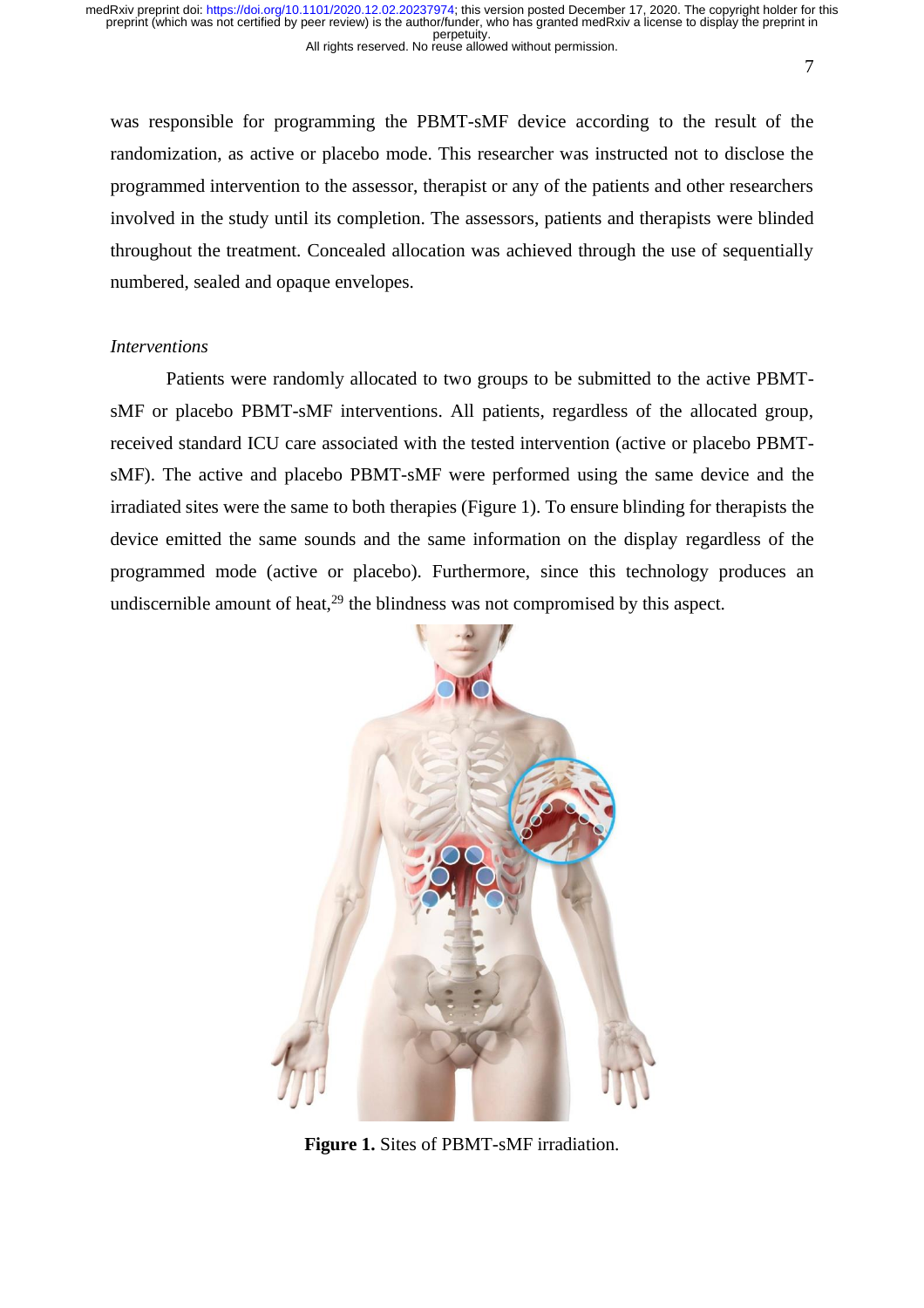was responsible for programming the PBMT-sMF device according to the result of the randomization, as active or placebo mode. This researcher was instructed not to disclose the programmed intervention to the assessor, therapist or any of the patients and other researchers involved in the study until its completion. The assessors, patients and therapists were blinded throughout the treatment. Concealed allocation was achieved through the use of sequentially numbered, sealed and opaque envelopes.

*Interventions*

Patients were randomly allocated to two groups to be submitted to the active PBMT-sMF or placebo PBMT-sMF interventions. All patients, regardless of the allocated group, received standard ICU care associated with the tested intervention (active or placebo PBMT-sMF). The active and placebo PBMT-sMF were performed using the same device and the irradiated sites were the same to both therapies (Figure 1). To ensure blinding for therapists the device emitted the same sounds and the same information on the display regardless of the programmed mode (active or placebo). Furthermore, since this technology produces an undiscernible amount of heat,[29] the blindness was not compromised by this aspect.

**Figure 1.** Sites of PBMT-sMF irradiation.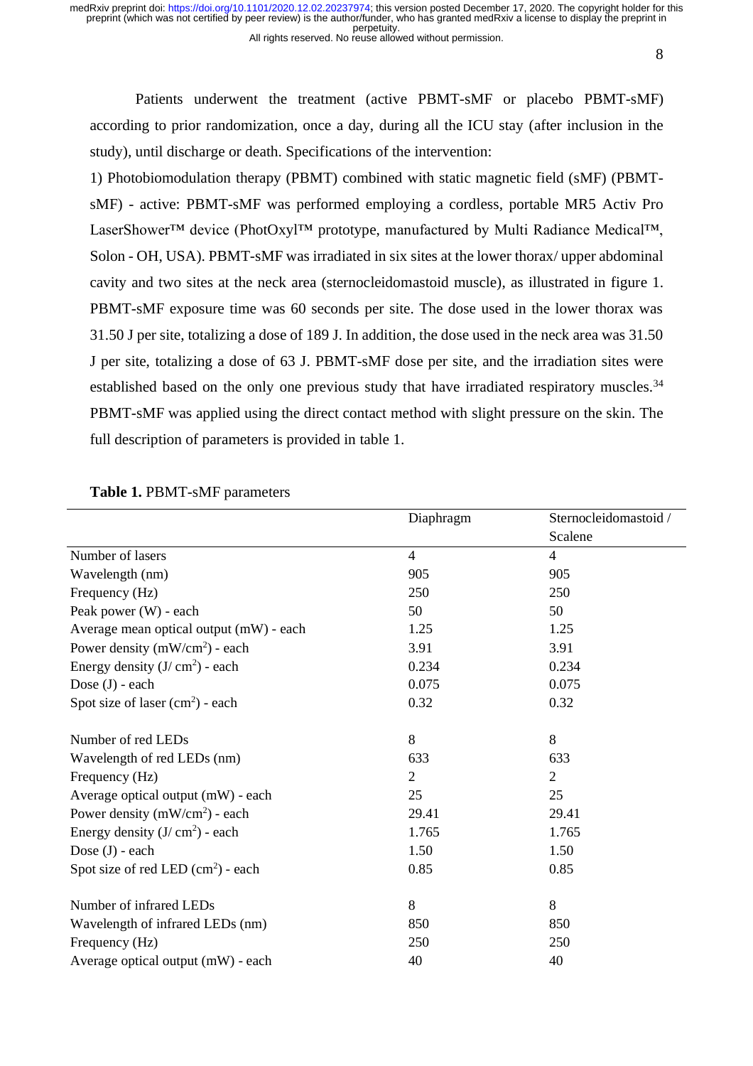Patients underwent the treatment (active PBMT-sMF or placebo PBMT-sMF) according to prior randomization, once a day, during all the ICU stay (after inclusion in the study), until discharge or death. Specifications of the intervention:

1) Photobiomodulation therapy (PBMT) combined with static magnetic field (sMF) (PBMT-sMF) - active: PBMT-sMF was performed employing a cordless, portable MR5 Activ Pro LaserShower™ device (PhotOxyl™ prototype, manufactured by Multi Radiance Medical™, Solon - OH, USA). PBMT-sMF was irradiated in six sites at the lower thorax/ upper abdominal cavity and two sites at the neck area (sternocleidomastoid muscle), as illustrated in figure 1. PBMT-sMF exposure time was 60 seconds per site. The dose used in the lower thorax was 31.50 J per site, totalizing a dose of 189 J. In addition, the dose used in the neck area was 31.50 J per site, totalizing a dose of 63 J. PBMT-sMF dose per site, and the irradiation sites were established based on the only one previous study that have irradiated respiratory muscles.[34] PBMT-sMF was applied using the direct contact method with slight pressure on the skin. The full description of parameters is provided in table 1.

**Table 1.** PBMT-sMF parameters

| | Diaphragm | Sternocleidomastoid / Scalene |
|---|---|---|
| Number of lasers | 4 | 4 |
| Wavelength (nm) | 905 | 905 |
| Frequency (Hz) | 250 | 250 |
| Peak power (W) - each | 50 | 50 |
| Average mean optical output (mW) - each | 1.25 | 1.25 |
| Power density (mW/cm$^2$) - each | 3.91 | 3.91 |
| Energy density (J/ cm$^2$) - each | 0.234 | 0.234 |
| Dose (J) - each | 0.075 | 0.075 |
| Spot size of laser (cm$^2$) - each | 0.32 | 0.32 |
| | | |
| Number of red LEDs | 8 | 8 |
| Wavelength of red LEDs (nm) | 633 | 633 |
| Frequency (Hz) | 2 | 2 |
| Average optical output (mW) - each | 25 | 25 |
| Power density (mW/cm$^2$) - each | 29.41 | 29.41 |
| Energy density (J/ cm$^2$) - each | 1.765 | 1.765 |
| Dose (J) - each | 1.50 | 1.50 |
| Spot size of red LED (cm$^2$) - each | 0.85 | 0.85 |
| | | |
| Number of infrared LEDs | 8 | 8 |
| Wavelength of infrared LEDs (nm) | 850 | 850 |
| Frequency (Hz) | 250 | 250 |
| Average optical output (mW) - each | 40 | 40 |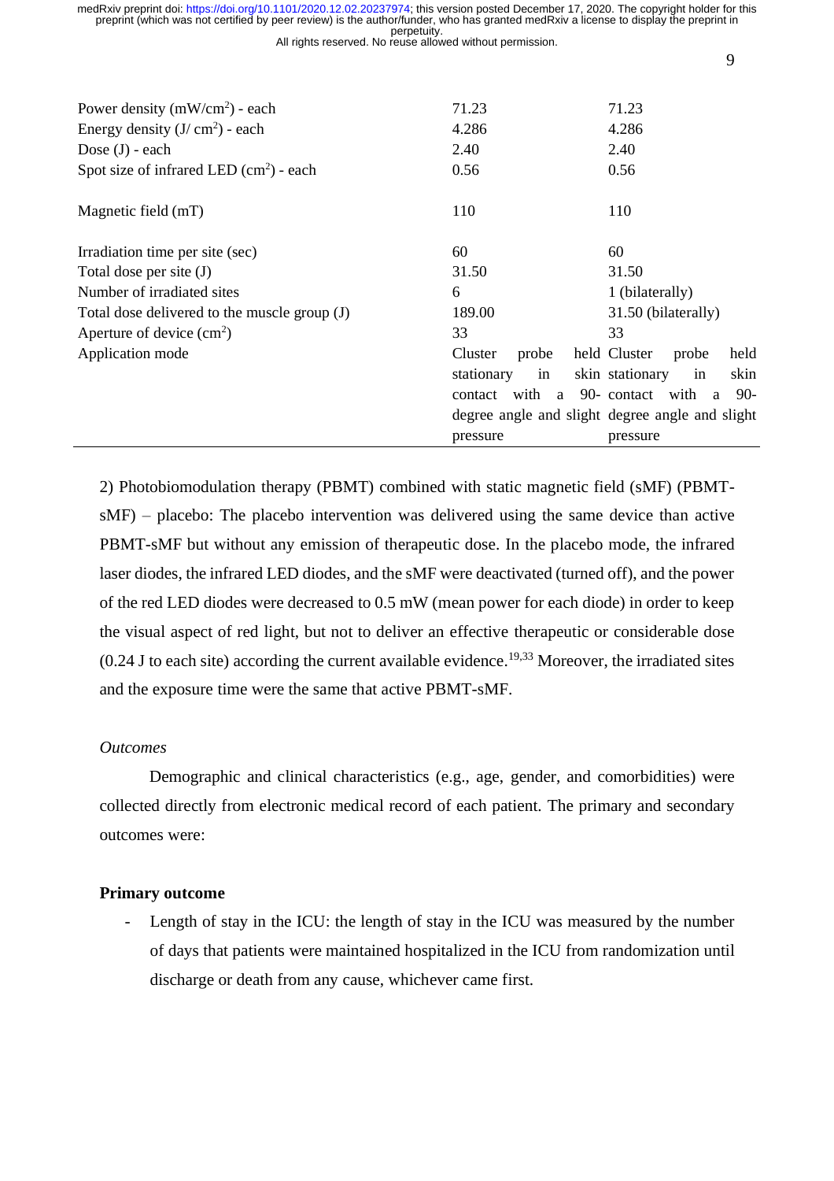| | | |
|---|---|---|
| Power density ($mW/cm^2$) - each | 71.23 | 71.23 |
| Energy density ($J/cm^2$) - each | 4.286 | 4.286 |
| Dose (J) - each | 2.40 | 2.40 |
| Spot size of infrared LED ($cm^2$) - each | 0.56 | 0.56 |
| Magnetic field (mT) | 110 | 110 |
| Irradiation time per site (sec) | 60 | 60 |
| Total dose per site (J) | 31.50 | 31.50 |
| Number of irradiated sites | 6 | 1 (bilaterally) |
| Total dose delivered to the muscle group (J) | 189.00 | 31.50 (bilaterally) |
| Aperture of device ($cm^2$) | 33 | 33 |
| Application mode | Cluster probe held stationary in skin contact with a 90-degree angle and slight pressure | Cluster probe held stationary in skin contact with a 90-degree angle and slight pressure |

2) Photobiomodulation therapy (PBMT) combined with static magnetic field (sMF) (PBMT-sMF) – placebo: The placebo intervention was delivered using the same device than active PBMT-sMF but without any emission of therapeutic dose. In the placebo mode, the infrared laser diodes, the infrared LED diodes, and the sMF were deactivated (turned off), and the power of the red LED diodes were decreased to 0.5 mW (mean power for each diode) in order to keep the visual aspect of red light, but not to deliver an effective therapeutic or considerable dose (0.24 J to each site) according the current available evidence.[19,33] Moreover, the irradiated sites and the exposure time were the same that active PBMT-sMF.

*Outcomes*

Demographic and clinical characteristics (e.g., age, gender, and comorbidities) were collected directly from electronic medical record of each patient. The primary and secondary outcomes were:

**Primary outcome**

- Length of stay in the ICU: the length of stay in the ICU was measured by the number of days that patients were maintained hospitalized in the ICU from randomization until discharge or death from any cause, whichever came first.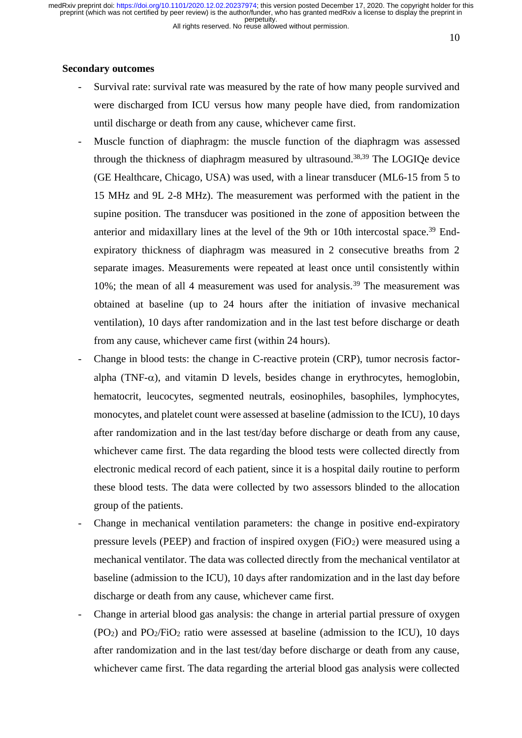**Secondary outcomes**

- Survival rate: survival rate was measured by the rate of how many people survived and were discharged from ICU versus how many people have died, from randomization until discharge or death from any cause, whichever came first.
- Muscle function of diaphragm: the muscle function of the diaphragm was assessed through the thickness of diaphragm measured by ultrasound.[38,39] The LOGIQe device (GE Healthcare, Chicago, USA) was used, with a linear transducer (ML6-15 from 5 to 15 MHz and 9L 2-8 MHz). The measurement was performed with the patient in the supine position. The transducer was positioned in the zone of apposition between the anterior and midaxillary lines at the level of the 9th or 10th intercostal space.[39] End-expiratory thickness of diaphragm was measured in 2 consecutive breaths from 2 separate images. Measurements were repeated at least once until consistently within 10%; the mean of all 4 measurement was used for analysis.[39] The measurement was obtained at baseline (up to 24 hours after the initiation of invasive mechanical ventilation), 10 days after randomization and in the last test before discharge or death from any cause, whichever came first (within 24 hours).
- Change in blood tests: the change in C-reactive protein (CRP), tumor necrosis factor-alpha (TNF-$\alpha$), and vitamin D levels, besides change in erythrocytes, hemoglobin, hematocrit, leucocytes, segmented neutrals, eosinophiles, basophiles, lymphocytes, monocytes, and platelet count were assessed at baseline (admission to the ICU), 10 days after randomization and in the last test/day before discharge or death from any cause, whichever came first. The data regarding the blood tests were collected directly from electronic medical record of each patient, since it is a hospital daily routine to perform these blood tests. The data were collected by two assessors blinded to the allocation group of the patients.
- Change in mechanical ventilation parameters: the change in positive end-expiratory pressure levels (PEEP) and fraction of inspired oxygen ($FiO_2$) were measured using a mechanical ventilator. The data was collected directly from the mechanical ventilator at baseline (admission to the ICU), 10 days after randomization and in the last day before discharge or death from any cause, whichever came first.
- Change in arterial blood gas analysis: the change in arterial partial pressure of oxygen ($PO_2$) and $PO_2/FiO_2$ ratio were assessed at baseline (admission to the ICU), 10 days after randomization and in the last test/day before discharge or death from any cause, whichever came first. The data regarding the arterial blood gas analysis were collected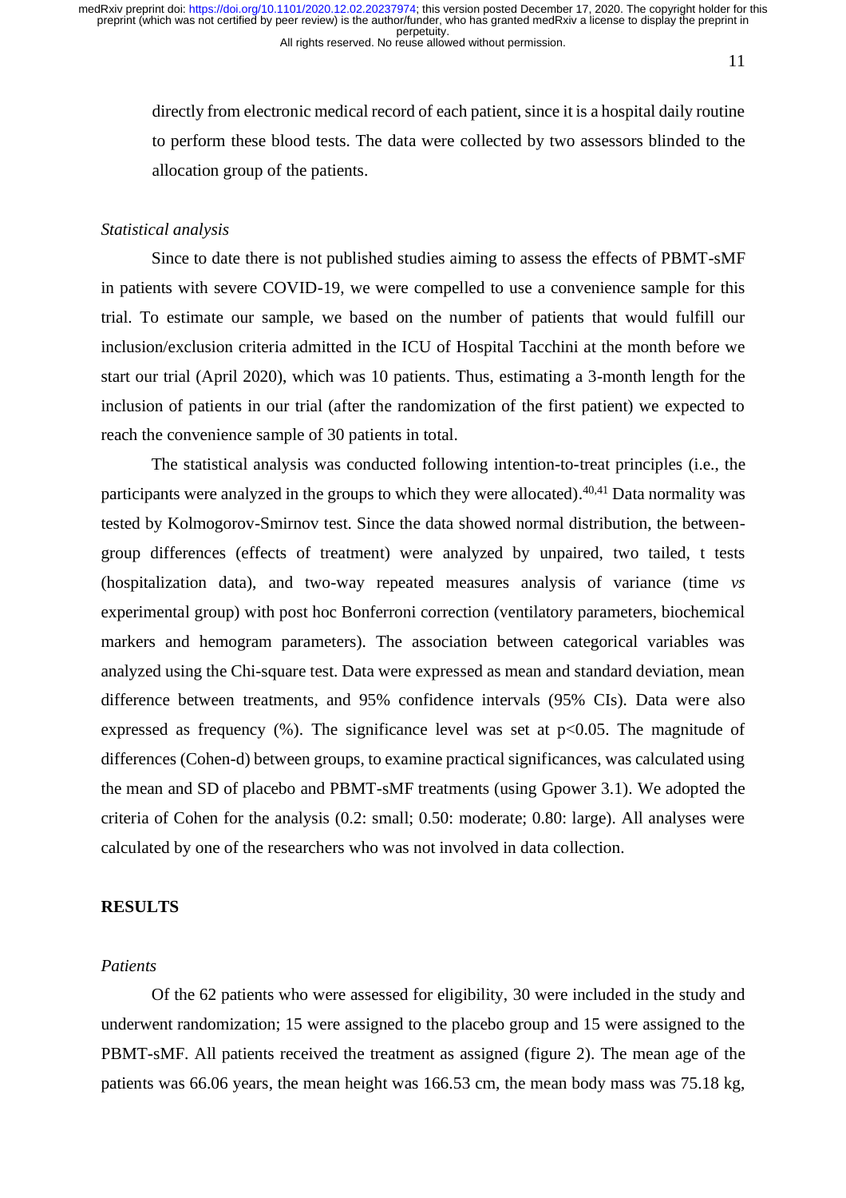directly from electronic medical record of each patient, since it is a hospital daily routine to perform these blood tests. The data were collected by two assessors blinded to the allocation group of the patients.

*Statistical analysis*

Since to date there is not published studies aiming to assess the effects of PBMT-sMF in patients with severe COVID-19, we were compelled to use a convenience sample for this trial. To estimate our sample, we based on the number of patients that would fulfill our inclusion/exclusion criteria admitted in the ICU of Hospital Tacchini at the month before we start our trial (April 2020), which was 10 patients. Thus, estimating a 3-month length for the inclusion of patients in our trial (after the randomization of the first patient) we expected to reach the convenience sample of 30 patients in total.

The statistical analysis was conducted following intention-to-treat principles (i.e., the participants were analyzed in the groups to which they were allocated).[40,41] Data normality was tested by Kolmogorov-Smirnov test. Since the data showed normal distribution, the between-group differences (effects of treatment) were analyzed by unpaired, two tailed, t tests (hospitalization data), and two-way repeated measures analysis of variance (time *vs* experimental group) with post hoc Bonferroni correction (ventilatory parameters, biochemical markers and hemogram parameters). The association between categorical variables was analyzed using the Chi-square test. Data were expressed as mean and standard deviation, mean difference between treatments, and 95% confidence intervals (95% CIs). Data were also expressed as frequency (%). The significance level was set at $p<0.05$. The magnitude of differences (Cohen-d) between groups, to examine practical significances, was calculated using the mean and SD of placebo and PBMT-sMF treatments (using Gpower 3.1). We adopted the criteria of Cohen for the analysis (0.2: small; 0.50: moderate; 0.80: large). All analyses were calculated by one of the researchers who was not involved in data collection.

## RESULTS

*Patients*

Of the 62 patients who were assessed for eligibility, 30 were included in the study and underwent randomization; 15 were assigned to the placebo group and 15 were assigned to the PBMT-sMF. All patients received the treatment as assigned (figure 2). The mean age of the patients was 66.06 years, the mean height was 166.53 cm, the mean body mass was 75.18 kg,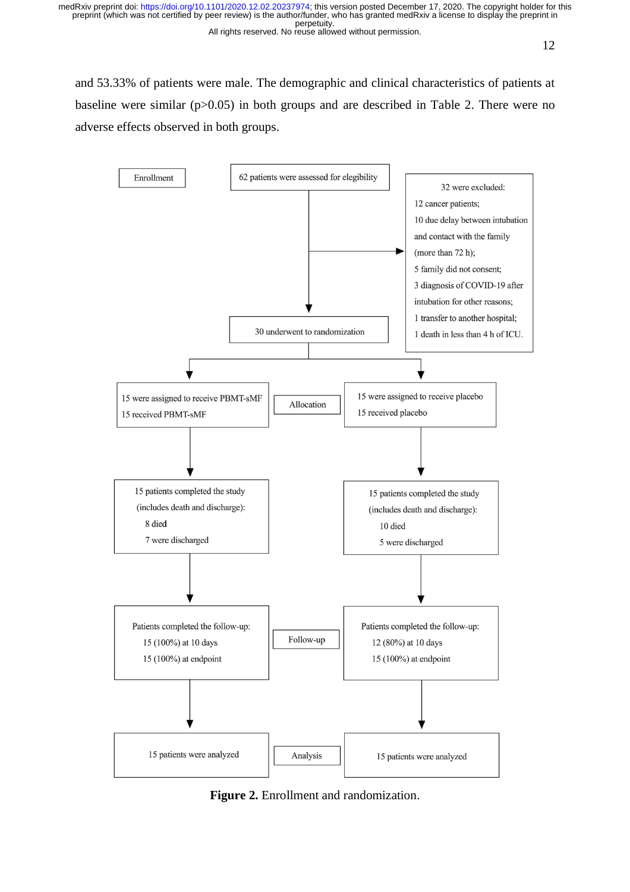and 53.33% of patients were male. The demographic and clinical characteristics of patients at baseline were similar (p>0.05) in both groups and are described in Table 2. There were no adverse effects observed in both groups.

Enrollment

62 patients were assessed for elegibility

32 were excluded:
12 cancer patients;
10 due delay between intubation and contact with the family (more than 72 h);
5 family did not consent;
3 diagnosis of COVID-19 after intubation for other reasons;
1 transfer to another hospital;
1 death in less than 4 h of ICU.

30 underwent to randomization

Allocation

15 were assigned to receive PBMT-sMF
15 received PBMT-sMF

15 were assigned to receive placebo
15 received placebo

15 patients completed the study (includes death and discharge):
8 died
7 were discharged

15 patients completed the study (includes death and discharge):
10 died
5 were discharged

Follow-up

Patients completed the follow-up:
15 (100%) at 10 days
15 (100%) at endpoint

Patients completed the follow-up:
12 (80%) at 10 days
15 (100%) at endpoint

Analysis

15 patients were analyzed

15 patients were analyzed

**Figure 2.** Enrollment and randomization.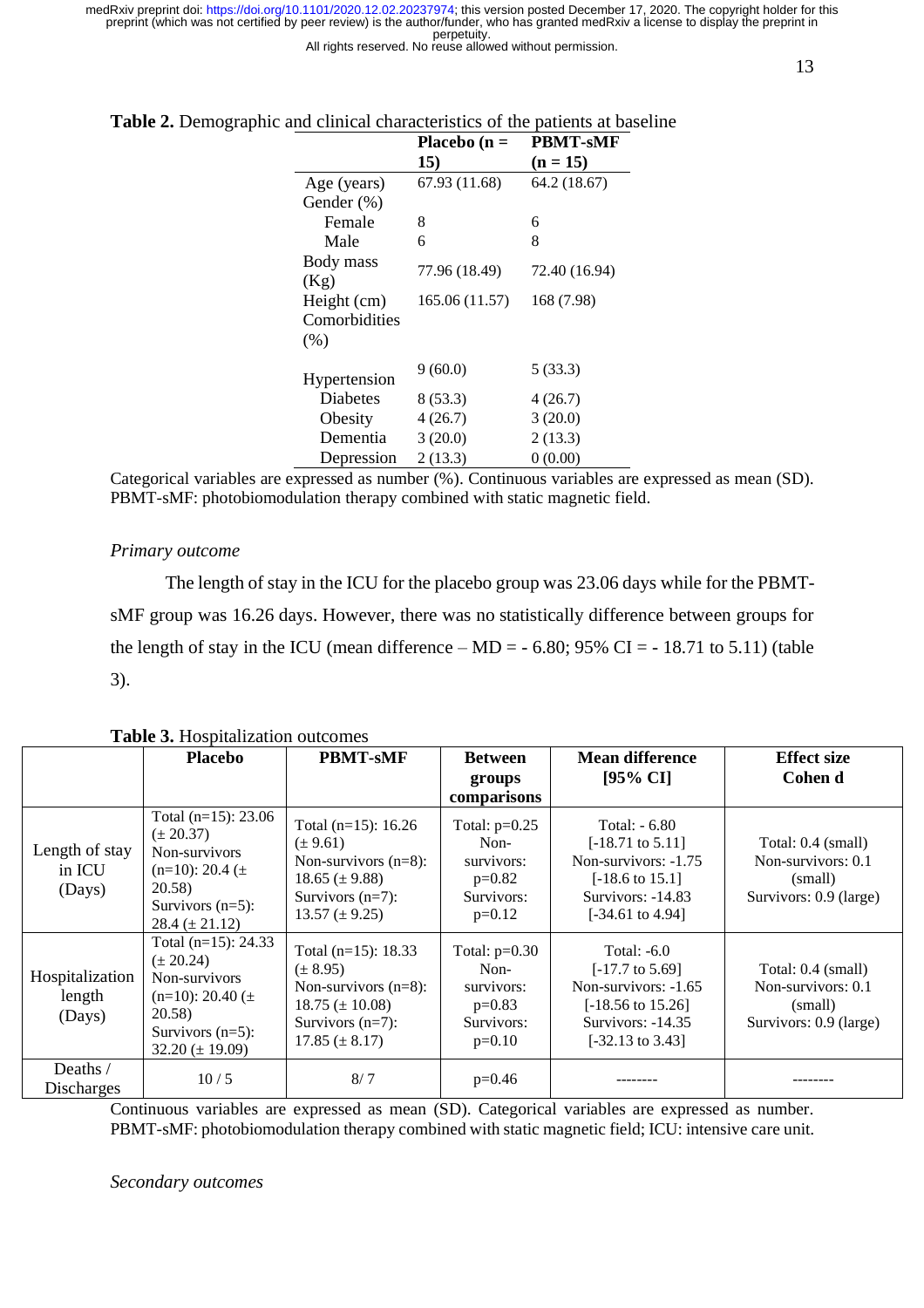**Table 2.** Demographic and clinical characteristics of the patients at baseline

| | Placebo (n = 15) | PBMT-sMF (n = 15) |
|---|---|---|
| Age (years) | 67.93 (11.68) | 64.2 (18.67) |
| Gender (%) | | |
| Female | 8 | 6 |
| Male | 6 | 8 |
| Body mass (Kg) | 77.96 (18.49) | 72.40 (16.94) |
| Height (cm) | 165.06 (11.57) | 168 (7.98) |
| Comorbidities (%) | | |
| Hypertension | 9 (60.0) | 5 (33.3) |
| Diabetes | 8 (53.3) | 4 (26.7) |
| Obesity | 4 (26.7) | 3 (20.0) |
| Dementia | 3 (20.0) | 2 (13.3) |
| Depression | 2 (13.3) | 0 (0.00) |

Categorical variables are expressed as number (%). Continuous variables are expressed as mean (SD). PBMT-sMF: photobiomodulation therapy combined with static magnetic field.

*Primary outcome*

The length of stay in the ICU for the placebo group was 23.06 days while for the PBMT-sMF group was 16.26 days. However, there was no statistically difference between groups for the length of stay in the ICU (mean difference – MD = - 6.80; 95% CI = - 18.71 to 5.11) (table 3).

**Table 3.** Hospitalization outcomes

| | Placebo | PBMT-sMF | Between groups comparisons | Mean difference [95% CI] | Effect size Cohen d |
|---|---|---|---|---|---|
| Length of stay in ICU (Days) | Total (n=15): 23.06 (± 20.37) Non-survivors (n=10): 20.4 (± 20.58) Survivors (n=5): 28.4 (± 21.12) | Total (n=15): 16.26 (± 9.61) Non-survivors (n=8): 18.65 (± 9.88) Survivors (n=7): 13.57 (± 9.25) | Total: p=0.25 Non-survivors: p=0.82 Survivors: p=0.12 | Total: - 6.80 [-18.71 to 5.11] Non-survivors: -1.75 [-18.6 to 15.1] Survivors: -14.83 [-34.61 to 4.94] | Total: 0.4 (small) Non-survivors: 0.1 (small) Survivors: 0.9 (large) |
| Hospitalization length (Days) | Total (n=15): 24.33 (± 20.24) Non-survivors (n=10): 20.40 (± 20.58) Survivors (n=5): 32.20 (± 19.09) | Total (n=15): 18.33 (± 8.95) Non-survivors (n=8): 18.75 (± 10.08) Survivors (n=7): 17.85 (± 8.17) | Total: p=0.30 Non-survivors: p=0.83 Survivors: p=0.10 | Total: -6.0 [-17.7 to 5.69] Non-survivors: -1.65 [-18.56 to 15.26] Survivors: -14.35 [-32.13 to 3.43] | Total: 0.4 (small) Non-survivors: 0.1 (small) Survivors: 0.9 (large) |
| Deaths / Discharges | 10 / 5 | 8/ 7 | p=0.46 | -------- | -------- |

Continuous variables are expressed as mean (SD). Categorical variables are expressed as number. PBMT-sMF: photobiomodulation therapy combined with static magnetic field; ICU: intensive care unit.

*Secondary outcomes*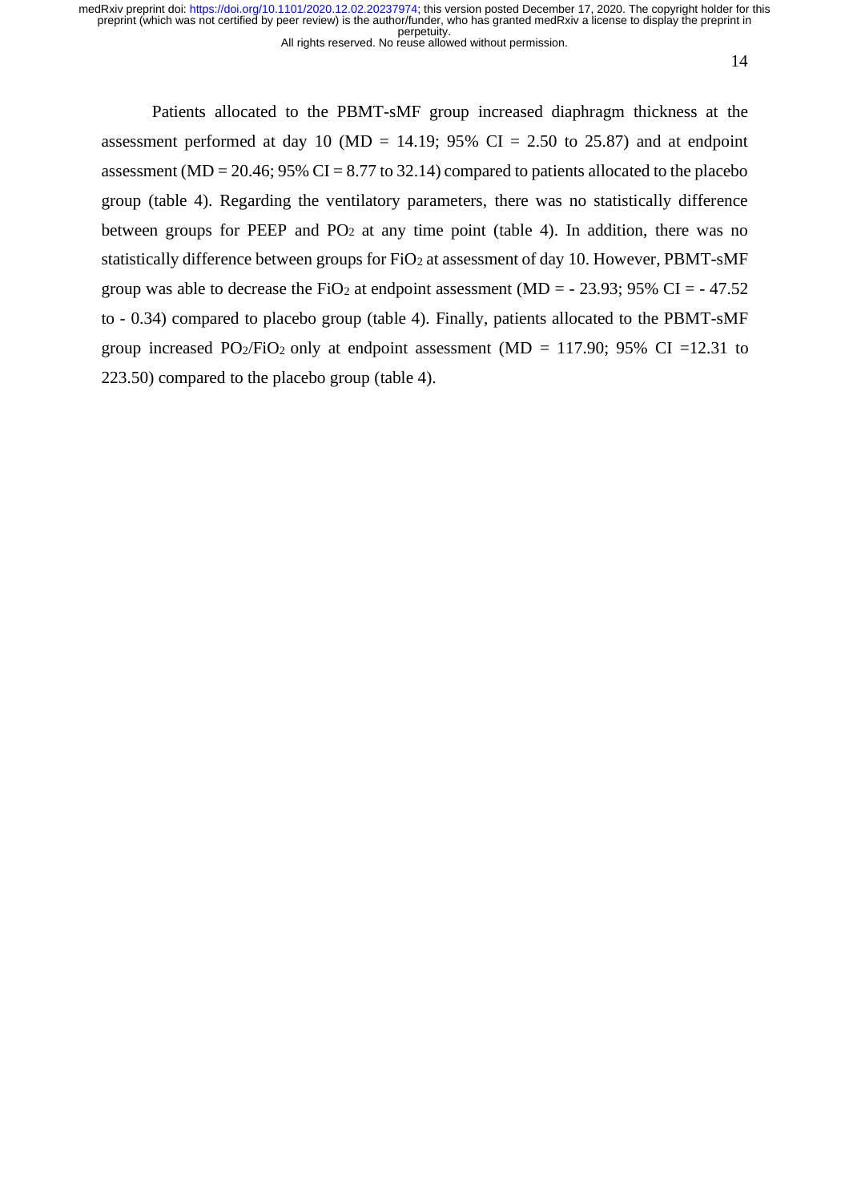Patients allocated to the PBMT-sMF group increased diaphragm thickness at the assessment performed at day 10 (MD = 14.19; 95% CI = 2.50 to 25.87) and at endpoint assessment (MD = 20.46; 95% CI = 8.77 to 32.14) compared to patients allocated to the placebo group (table 4). Regarding the ventilatory parameters, there was no statistically difference between groups for PEEP and $PO_2$ at any time point (table 4). In addition, there was no statistically difference between groups for $FiO_2$ at assessment of day 10. However, PBMT-sMF group was able to decrease the $FiO_2$ at endpoint assessment (MD = - 23.93; 95% CI = - 47.52 to - 0.34) compared to placebo group (table 4). Finally, patients allocated to the PBMT-sMF group increased $PO_2/FiO_2$ only at endpoint assessment (MD = 117.90; 95% CI =12.31 to 223.50) compared to the placebo group (table 4).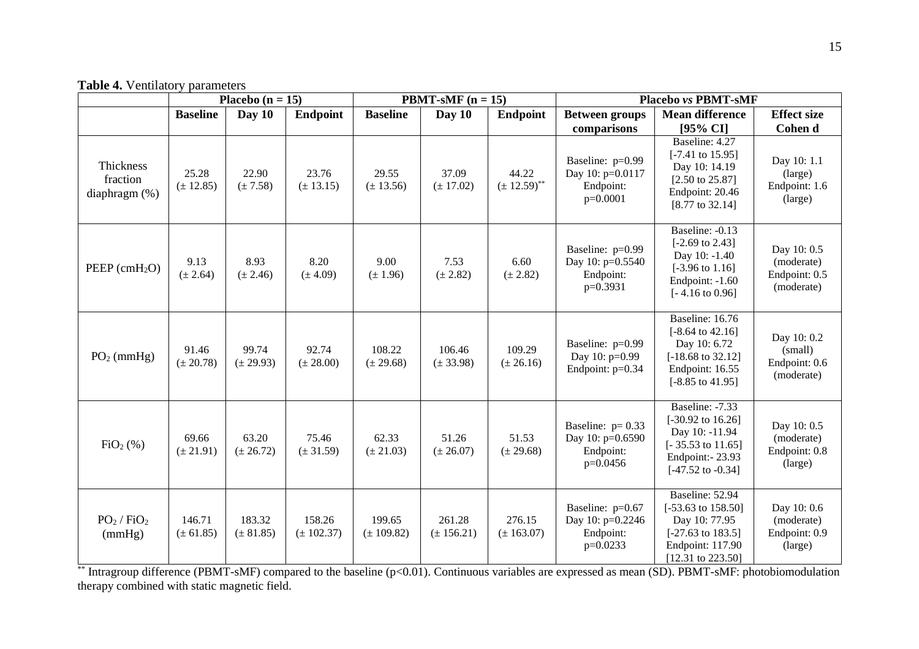**Table 4.** Ventilatory parameters

| | Placebo (n = 15) | | | PBMT-sMF (n = 15) | | | Placebo *vs* PBMT-sMF | | |
|---|---|---|---|---|---|---|---|---|---|
| | **Baseline** | **Day 10** | **Endpoint** | **Baseline** | **Day 10** | **Endpoint** | **Between groups comparisons** | **Mean difference [95% CI]** | **Effect size Cohen d** |
| Thickness fraction diaphragm (%) | 25.28 (± 12.85) | 22.90 (± 7.58) | 23.76 (± 13.15) | 29.55 (± 13.56) | 37.09 (± 17.02) | 44.22 (± 12.59)** | Baseline: p=0.99 Day 10: p=0.0117 Endpoint: p=0.0001 | Baseline: 4.27 [-7.41 to 15.95] Day 10: 14.19 [2.50 to 25.87] Endpoint: 20.46 [8.77 to 32.14] | Day 10: 1.1 (large) Endpoint: 1.6 (large) |
| PEEP ($cmH_2O$) | 9.13 (± 2.64) | 8.93 (± 2.46) | 8.20 (± 4.09) | 9.00 (± 1.96) | 7.53 (± 2.82) | 6.60 (± 2.82) | Baseline: p=0.99 Day 10: p=0.5540 Endpoint: p=0.3931 | Baseline: -0.13 [-2.69 to 2.43] Day 10: -1.40 [-3.96 to 1.16] Endpoint: -1.60 [- 4.16 to 0.96] | Day 10: 0.5 (moderate) Endpoint: 0.5 (moderate) |
| $PO_2$ (mmHg) | 91.46 (± 20.78) | 99.74 (± 29.93) | 92.74 (± 28.00) | 108.22 (± 29.68) | 106.46 (± 33.98) | 109.29 (± 26.16) | Baseline: p=0.99 Day 10: p=0.99 Endpoint: p=0.34 | Baseline: 16.76 [-8.64 to 42.16] Day 10: 6.72 [-18.68 to 32.12] Endpoint: 16.55 [-8.85 to 41.95] | Day 10: 0.2 (small) Endpoint: 0.6 (moderate) |
| $FiO_2$ (%) | 69.66 (± 21.91) | 63.20 (± 26.72) | 75.46 (± 31.59) | 62.33 (± 21.03) | 51.26 (± 26.07) | 51.53 (± 29.68) | Baseline: p= 0.33 Day 10: p=0.6590 Endpoint: p=0.0456 | Baseline: -7.33 [-30.92 to 16.26] Day 10: -11.94 [- 35.53 to 11.65] Endpoint:- 23.93 [-47.52 to -0.34] | Day 10: 0.5 (moderate) Endpoint: 0.8 (large) |
| $PO_2$ / $FiO_2$ (mmHg) | 146.71 (± 61.85) | 183.32 (± 81.85) | 158.26 (± 102.37) | 199.65 (± 109.82) | 261.28 (± 156.21) | 276.15 (± 163.07) | Baseline: p=0.67 Day 10: p=0.2246 Endpoint: p=0.0233 | Baseline: 52.94 [-53.63 to 158.50] Day 10: 77.95 [-27.63 to 183.5] Endpoint: 117.90 [12.31 to 223.50] | Day 10: 0.6 (moderate) Endpoint: 0.9 (large) |

** Intragroup difference (PBMT-sMF) compared to the baseline (p<0.01). Continuous variables are expressed as mean (SD). PBMT-sMF: photobiomodulation therapy combined with static magnetic field.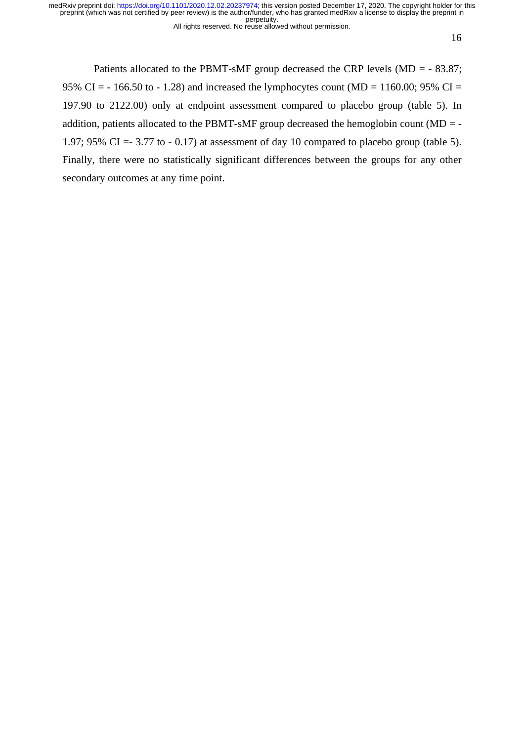Patients allocated to the PBMT-sMF group decreased the CRP levels (MD = - 83.87; 95% CI = - 166.50 to - 1.28) and increased the lymphocytes count (MD = 1160.00; 95% CI = 197.90 to 2122.00) only at endpoint assessment compared to placebo group (table 5). In addition, patients allocated to the PBMT-sMF group decreased the hemoglobin count (MD = - 1.97; 95% CI =- 3.77 to - 0.17) at assessment of day 10 compared to placebo group (table 5). Finally, there were no statistically significant differences between the groups for any other secondary outcomes at any time point.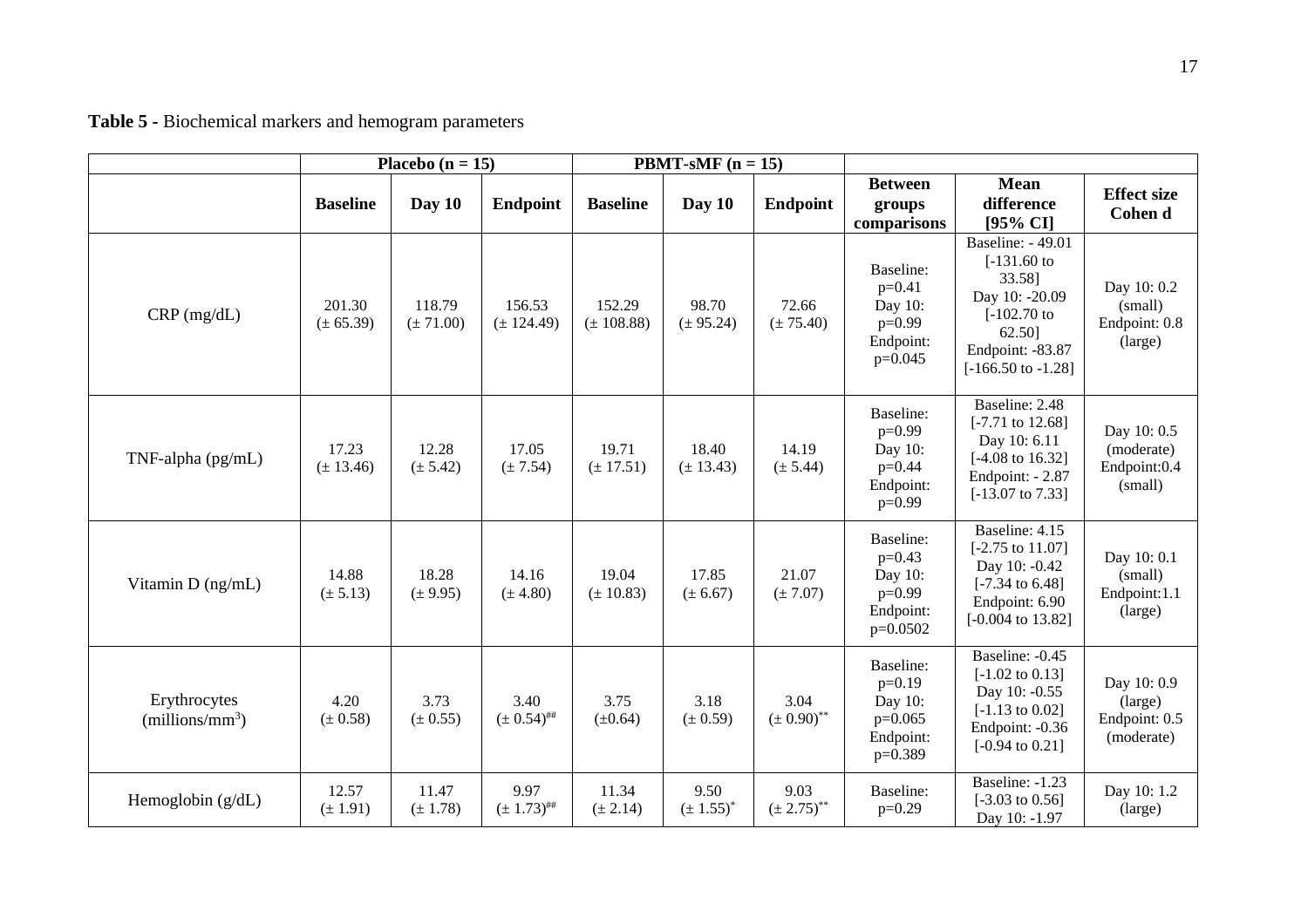**Table 5** - Biochemical markers and hemogram parameters

| | Placebo (n = 15) | | | PBMT-sMF (n = 15) | | | | | |
|---|---|---|---|---|---|---|---|---|---|
| | **Baseline** | **Day 10** | **Endpoint** | **Baseline** | **Day 10** | **Endpoint** | **Between groups comparisons** | **Mean difference [95% CI]** | **Effect size Cohen d** |
| CRP (mg/dL) | 201.30 (± 65.39) | 118.79 (± 71.00) | 156.53 (± 124.49) | 152.29 (± 108.88) | 98.70 (± 95.24) | 72.66 (± 75.40) | Baseline: p=0.41 Day 10: p=0.99 Endpoint: p=0.045 | Baseline: - 49.01 [-131.60 to 33.58] Day 10: -20.09 [-102.70 to 62.50] Endpoint: -83.87 [-166.50 to -1.28] | Day 10: 0.2 (small) Endpoint: 0.8 (large) |
| TNF-alpha (pg/mL) | 17.23 (± 13.46) | 12.28 (± 5.42) | 17.05 (± 7.54) | 19.71 (± 17.51) | 18.40 (± 13.43) | 14.19 (± 5.44) | Baseline: p=0.99 Day 10: p=0.44 Endpoint: p=0.99 | Baseline: 2.48 [-7.71 to 12.68] Day 10: 6.11 [-4.08 to 16.32] Endpoint: - 2.87 [-13.07 to 7.33] | Day 10: 0.5 (moderate) Endpoint:0.4 (small) |
| Vitamin D (ng/mL) | 14.88 (± 5.13) | 18.28 (± 9.95) | 14.16 (± 4.80) | 19.04 (± 10.83) | 17.85 (± 6.67) | 21.07 (± 7.07) | Baseline: p=0.43 Day 10: p=0.99 Endpoint: p=0.0502 | Baseline: 4.15 [-2.75 to 11.07] Day 10: -0.42 [-7.34 to 6.48] Endpoint: 6.90 [-0.004 to 13.82] | Day 10: 0.1 (small) Endpoint:1.1 (large) |
| Erythrocytes (millions/mm$^3$) | 4.20 (± 0.58) | 3.73 (± 0.55) | 3.40 (± 0.54)$^{\#\#}$ | 3.75 (±0.64) | 3.18 (± 0.59) | 3.04 (± 0.90)$^{**}$ | Baseline: p=0.19 Day 10: p=0.065 Endpoint: p=0.389 | Baseline: -0.45 [-1.02 to 0.13] Day 10: -0.55 [-1.13 to 0.02] Endpoint: -0.36 [-0.94 to 0.21] | Day 10: 0.9 (large) Endpoint: 0.5 (moderate) |
| Hemoglobin (g/dL) | 12.57 (± 1.91) | 11.47 (± 1.78) | 9.97 (± 1.73)$^{\#\#}$ | 11.34 (± 2.14) | 9.50 (± 1.55)$^{*}$ | 9.03 (± 2.75)$^{**}$ | Baseline: p=0.29 | Baseline: -1.23 [-3.03 to 0.56] Day 10: -1.97 | Day 10: 1.2 (large) |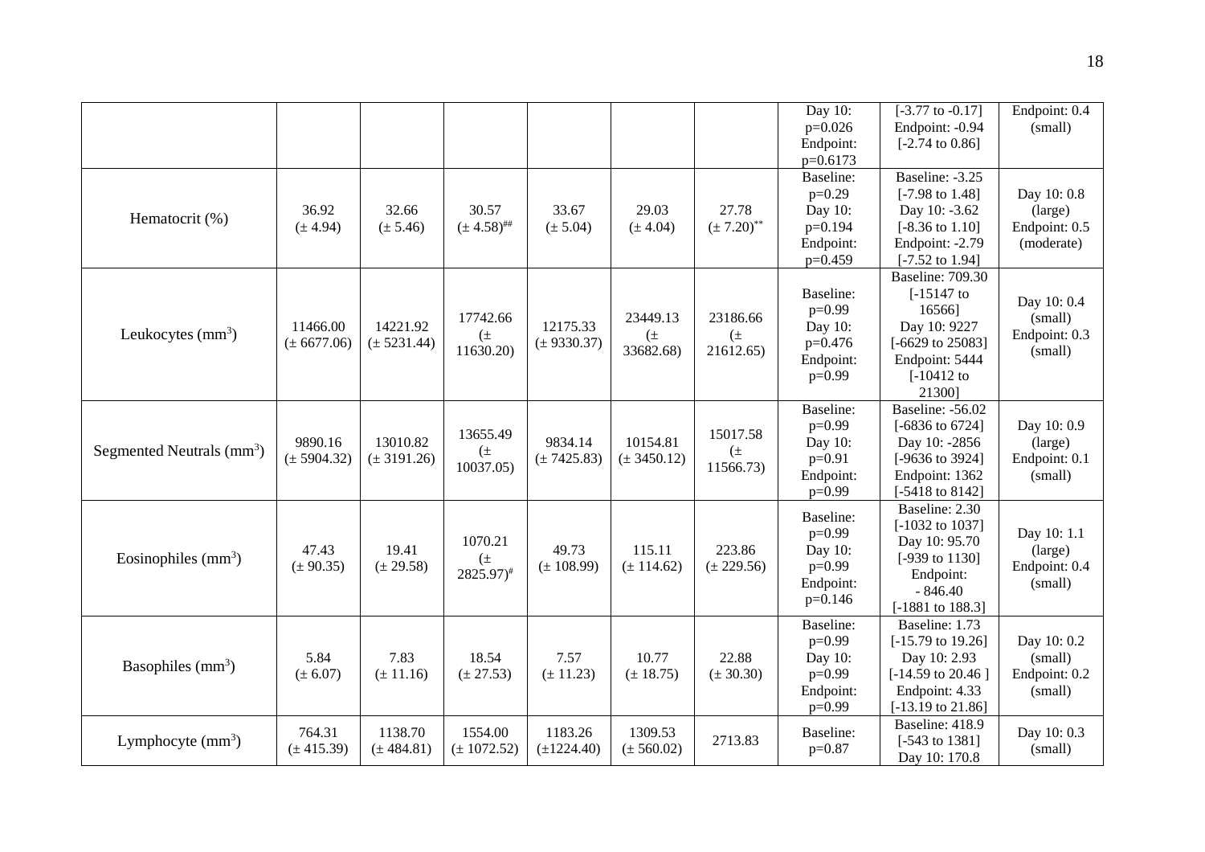| | | | | | | | | | |
|---|---|---|---|---|---|---|---|---|---|
| | | | | | | | Day 10: p=0.026 Endpoint: p=0.6173 | [-3.77 to -0.17] Endpoint: -0.94 [-2.74 to 0.86] | Endpoint: 0.4 (small) |
| Hematocrit (%) | 36.92 (± 4.94) | 32.66 (± 5.46) | 30.57 (± 4.58)[##] | 33.67 (± 5.04) | 29.03 (± 4.04) | 27.78 (± 7.20)[**] | Baseline: p=0.29 Day 10: p=0.194 Endpoint: p=0.459 | Baseline: -3.25 [-7.98 to 1.48] Day 10: -3.62 [-8.36 to 1.10] Endpoint: -2.79 [-7.52 to 1.94] | Day 10: 0.8 (large) Endpoint: 0.5 (moderate) |
| Leukocytes ($mm^3$) | 11466.00 (± 6677.06) | 14221.92 (± 5231.44) | 17742.66 (± 11630.20) | 12175.33 (± 9330.37) | 23449.13 (± 33682.68) | 23186.66 (± 21612.65) | Baseline: p=0.99 Day 10: p=0.476 Endpoint: p=0.99 | Baseline: 709.30 [-15147 to 16566] Day 10: 9227 [-6629 to 25083] Endpoint: 5444 [-10412 to 21300] | Day 10: 0.4 (small) Endpoint: 0.3 (small) |
| Segmented Neutrals ($mm^3$) | 9890.16 (± 5904.32) | 13010.82 (± 3191.26) | 13655.49 (± 10037.05) | 9834.14 (± 7425.83) | 10154.81 (± 3450.12) | 15017.58 (± 11566.73) | Baseline: p=0.99 Day 10: p=0.91 Endpoint: p=0.99 | Baseline: -56.02 [-6836 to 6724] Day 10: -2856 [-9636 to 3924] Endpoint: 1362 [-5418 to 8142] | Day 10: 0.9 (large) Endpoint: 0.1 (small) |
| Eosinophiles ($mm^3$) | 47.43 (± 90.35) | 19.41 (± 29.58) | 1070.21 (± 2825.97)[#] | 49.73 (± 108.99) | 115.11 (± 114.62) | 223.86 (± 229.56) | Baseline: p=0.99 Day 10: p=0.99 Endpoint: p=0.146 | Baseline: 2.30 [-1032 to 1037] Day 10: 95.70 [-939 to 1130] Endpoint: - 846.40 [-1881 to 188.3] | Day 10: 1.1 (large) Endpoint: 0.4 (small) |
| Basophiles ($mm^3$) | 5.84 (± 6.07) | 7.83 (± 11.16) | 18.54 (± 27.53) | 7.57 (± 11.23) | 10.77 (± 18.75) | 22.88 (± 30.30) | Baseline: p=0.99 Day 10: p=0.99 Endpoint: p=0.99 | Baseline: 1.73 [-15.79 to 19.26] Day 10: 2.93 [-14.59 to 20.46 ] Endpoint: 4.33 [-13.19 to 21.86] | Day 10: 0.2 (small) Endpoint: 0.2 (small) |
| Lymphocyte ($mm^3$) | 764.31 (± 415.39) | 1138.70 (± 484.81) | 1554.00 (± 1072.52) | 1183.26 (±1224.40) | 1309.53 (± 560.02) | 2713.83 | Baseline: p=0.87 | Baseline: 418.9 [-543 to 1381] Day 10: 170.8 | Day 10: 0.3 (small) |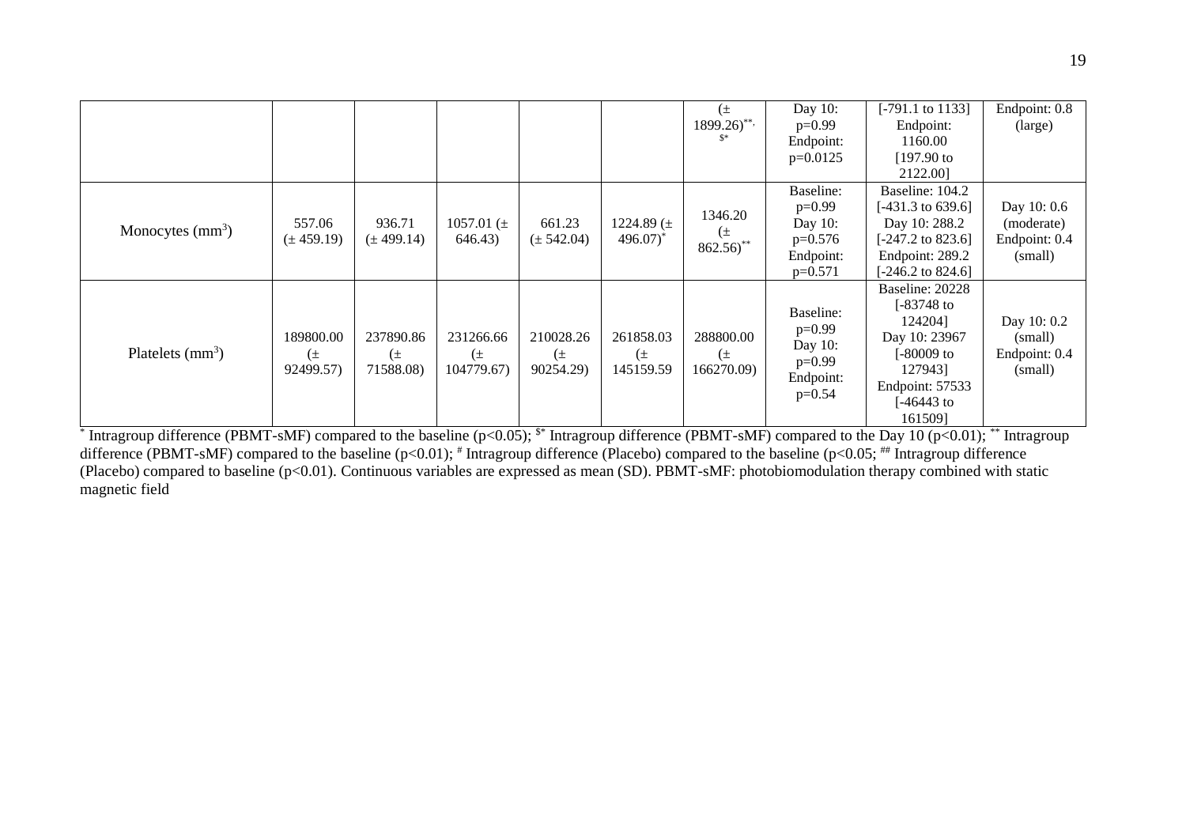| | | | | | | | | | |
|---|---|---|---|---|---|---|---|---|---|
| | | | | | | (± 1899.26)[**, $*] | Day 10: p=0.99 Endpoint: p=0.0125 | [-791.1 to 1133] Endpoint: 1160.00 [197.90 to 2122.00] | Endpoint: 0.8 (large) |
| Monocytes ($mm^3$) | 557.06 (± 459.19) | 936.71 (± 499.14) | 1057.01 (± 646.43) | 661.23 (± 542.04) | 1224.89 (± 496.07)[*] | 1346.20 (± 862.56)[**] | Baseline: p=0.99 Day 10: p=0.576 Endpoint: p=0.571 | Baseline: 104.2 [-431.3 to 639.6] Day 10: 288.2 [-247.2 to 823.6] Endpoint: 289.2 [-246.2 to 824.6] | Day 10: 0.6 (moderate) Endpoint: 0.4 (small) |
| Platelets ($mm^3$) | 189800.00 (± 92499.57) | 237890.86 (± 71588.08) | 231266.66 (± 104779.67) | 210028.26 (± 90254.29) | 261858.03 (± 145159.59 | 288800.00 (± 166270.09) | Baseline: p=0.99 Day 10: p=0.99 Endpoint: p=0.54 | Baseline: 20228 [-83748 to 124204] Day 10: 23967 [-80009 to 127943] Endpoint: 57533 [-46443 to 161509] | Day 10: 0.2 (small) Endpoint: 0.4 (small) |

[*] Intragroup difference (PBMT-sMF) compared to the baseline (p<0.05); [$*] Intragroup difference (PBMT-sMF) compared to the Day 10 (p<0.01); [**] Intragroup difference (PBMT-sMF) compared to the baseline (p<0.01); [#] Intragroup difference (Placebo) compared to the baseline (p<0.05; [##] Intragroup difference (Placebo) compared to baseline (p<0.01). Continuous variables are expressed as mean (SD). PBMT-sMF: photobiomodulation therapy combined with static magnetic field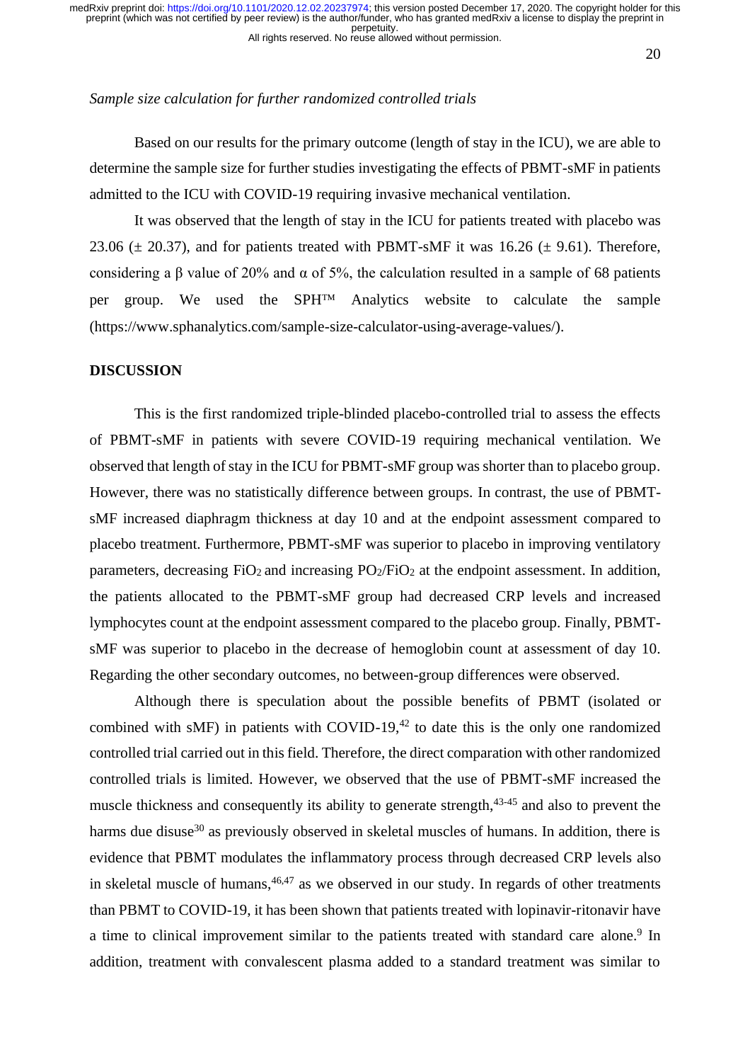*Sample size calculation for further randomized controlled trials*

Based on our results for the primary outcome (length of stay in the ICU), we are able to determine the sample size for further studies investigating the effects of PBMT-sMF in patients admitted to the ICU with COVID-19 requiring invasive mechanical ventilation.

It was observed that the length of stay in the ICU for patients treated with placebo was 23.06 (± 20.37), and for patients treated with PBMT-sMF it was 16.26 (± 9.61). Therefore, considering a $\beta$ value of 20% and $\alpha$ of 5%, the calculation resulted in a sample of 68 patients per group. We used the SPH™ Analytics website to calculate the sample (https://www.sphanalytics.com/sample-size-calculator-using-average-values/).

## DISCUSSION

This is the first randomized triple-blinded placebo-controlled trial to assess the effects of PBMT-sMF in patients with severe COVID-19 requiring mechanical ventilation. We observed that length of stay in the ICU for PBMT-sMF group was shorter than to placebo group. However, there was no statistically difference between groups. In contrast, the use of PBMT-sMF increased diaphragm thickness at day 10 and at the endpoint assessment compared to placebo treatment. Furthermore, PBMT-sMF was superior to placebo in improving ventilatory parameters, decreasing $FiO_2$ and increasing $PO_2/FiO_2$ at the endpoint assessment. In addition, the patients allocated to the PBMT-sMF group had decreased CRP levels and increased lymphocytes count at the endpoint assessment compared to the placebo group. Finally, PBMT-sMF was superior to placebo in the decrease of hemoglobin count at assessment of day 10. Regarding the other secondary outcomes, no between-group differences were observed.

Although there is speculation about the possible benefits of PBMT (isolated or combined with sMF) in patients with COVID-19,[42] to date this is the only one randomized controlled trial carried out in this field. Therefore, the direct comparation with other randomized controlled trials is limited. However, we observed that the use of PBMT-sMF increased the muscle thickness and consequently its ability to generate strength,[43-45] and also to prevent the harms due disuse[30] as previously observed in skeletal muscles of humans. In addition, there is evidence that PBMT modulates the inflammatory process through decreased CRP levels also in skeletal muscle of humans,[46,47] as we observed in our study. In regards of other treatments than PBMT to COVID-19, it has been shown that patients treated with lopinavir-ritonavir have a time to clinical improvement similar to the patients treated with standard care alone.[9] In addition, treatment with convalescent plasma added to a standard treatment was similar to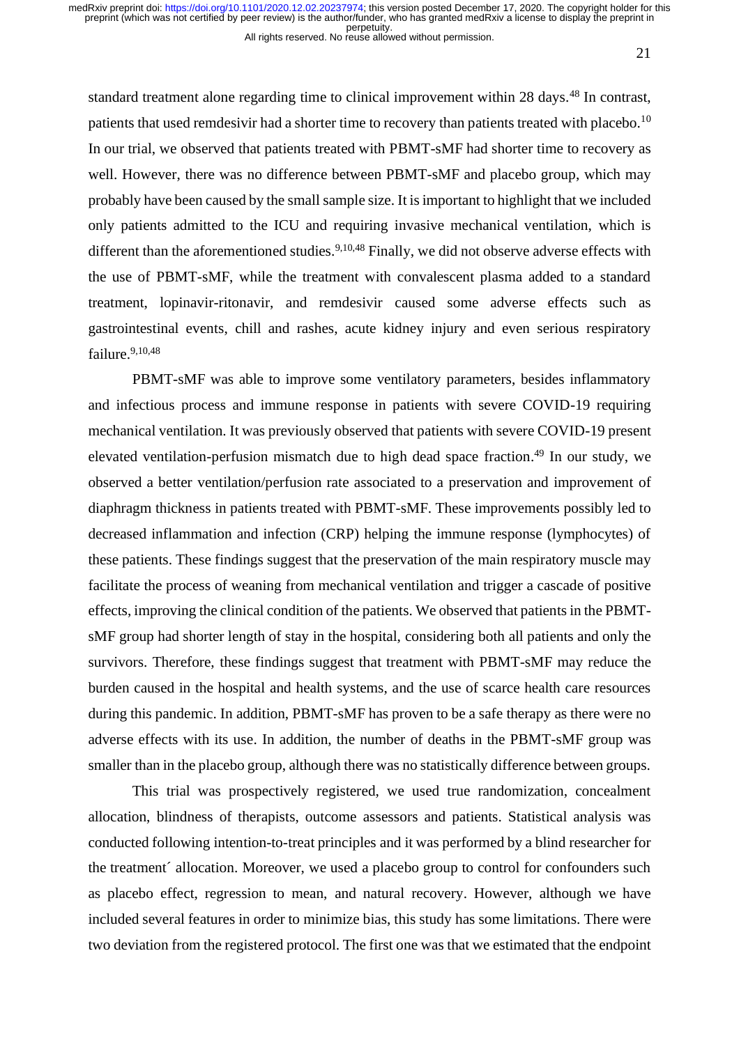standard treatment alone regarding time to clinical improvement within 28 days.[48] In contrast, patients that used remdesivir had a shorter time to recovery than patients treated with placebo.[10] In our trial, we observed that patients treated with PBMT-sMF had shorter time to recovery as well. However, there was no difference between PBMT-sMF and placebo group, which may probably have been caused by the small sample size. It is important to highlight that we included only patients admitted to the ICU and requiring invasive mechanical ventilation, which is different than the aforementioned studies.[9,10,48] Finally, we did not observe adverse effects with the use of PBMT-sMF, while the treatment with convalescent plasma added to a standard treatment, lopinavir-ritonavir, and remdesivir caused some adverse effects such as gastrointestinal events, chill and rashes, acute kidney injury and even serious respiratory failure.[9,10,48]

PBMT-sMF was able to improve some ventilatory parameters, besides inflammatory and infectious process and immune response in patients with severe COVID-19 requiring mechanical ventilation. It was previously observed that patients with severe COVID-19 present elevated ventilation-perfusion mismatch due to high dead space fraction.[49] In our study, we observed a better ventilation/perfusion rate associated to a preservation and improvement of diaphragm thickness in patients treated with PBMT-sMF. These improvements possibly led to decreased inflammation and infection (CRP) helping the immune response (lymphocytes) of these patients. These findings suggest that the preservation of the main respiratory muscle may facilitate the process of weaning from mechanical ventilation and trigger a cascade of positive effects, improving the clinical condition of the patients. We observed that patients in the PBMT-sMF group had shorter length of stay in the hospital, considering both all patients and only the survivors. Therefore, these findings suggest that treatment with PBMT-sMF may reduce the burden caused in the hospital and health systems, and the use of scarce health care resources during this pandemic. In addition, PBMT-sMF has proven to be a safe therapy as there were no adverse effects with its use. In addition, the number of deaths in the PBMT-sMF group was smaller than in the placebo group, although there was no statistically difference between groups.

This trial was prospectively registered, we used true randomization, concealment allocation, blindness of therapists, outcome assessors and patients. Statistical analysis was conducted following intention-to-treat principles and it was performed by a blind researcher for the treatment´ allocation. Moreover, we used a placebo group to control for confounders such as placebo effect, regression to mean, and natural recovery. However, although we have included several features in order to minimize bias, this study has some limitations. There were two deviation from the registered protocol. The first one was that we estimated that the endpoint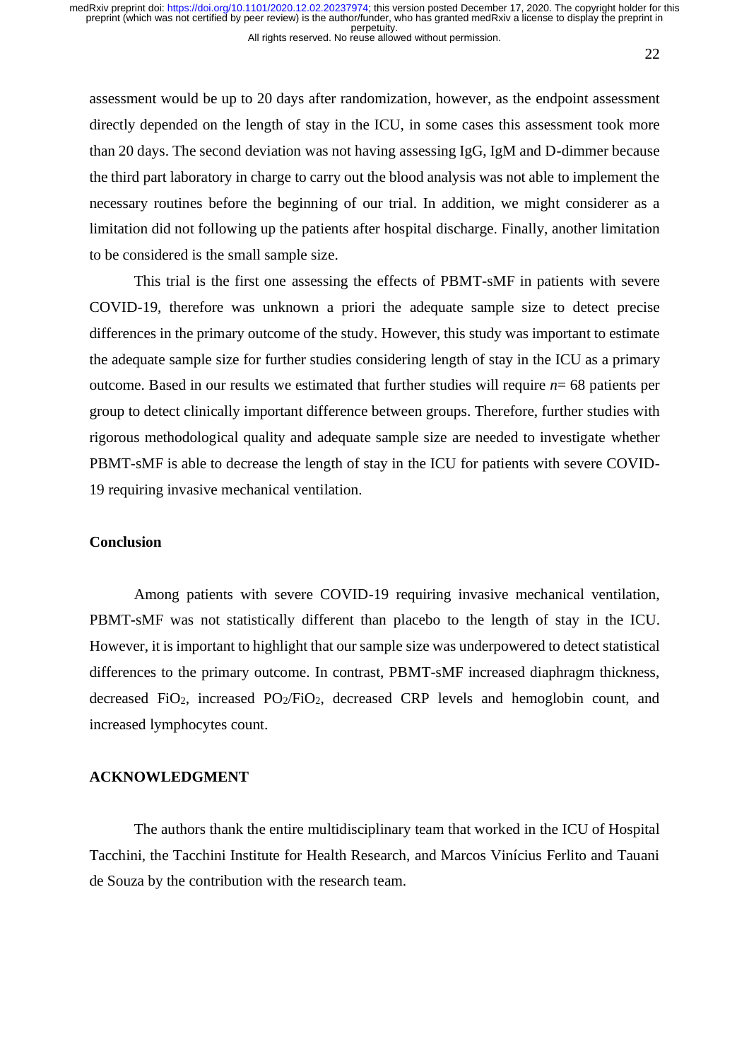assessment would be up to 20 days after randomization, however, as the endpoint assessment directly depended on the length of stay in the ICU, in some cases this assessment took more than 20 days. The second deviation was not having assessing IgG, IgM and D-dimmer because the third part laboratory in charge to carry out the blood analysis was not able to implement the necessary routines before the beginning of our trial. In addition, we might considerer as a limitation did not following up the patients after hospital discharge. Finally, another limitation to be considered is the small sample size.

This trial is the first one assessing the effects of PBMT-sMF in patients with severe COVID-19, therefore was unknown a priori the adequate sample size to detect precise differences in the primary outcome of the study. However, this study was important to estimate the adequate sample size for further studies considering length of stay in the ICU as a primary outcome. Based in our results we estimated that further studies will require $n$= 68 patients per group to detect clinically important difference between groups. Therefore, further studies with rigorous methodological quality and adequate sample size are needed to investigate whether PBMT-sMF is able to decrease the length of stay in the ICU for patients with severe COVID-19 requiring invasive mechanical ventilation.

## Conclusion

Among patients with severe COVID-19 requiring invasive mechanical ventilation, PBMT-sMF was not statistically different than placebo to the length of stay in the ICU. However, it is important to highlight that our sample size was underpowered to detect statistical differences to the primary outcome. In contrast, PBMT-sMF increased diaphragm thickness, decreased $FiO_2$, increased $PO_2/FiO_2$, decreased CRP levels and hemoglobin count, and increased lymphocytes count.

## ACKNOWLEDGMENT

The authors thank the entire multidisciplinary team that worked in the ICU of Hospital Tacchini, the Tacchini Institute for Health Research, and Marcos Vinícius Ferlito and Tauani de Souza by the contribution with the research team.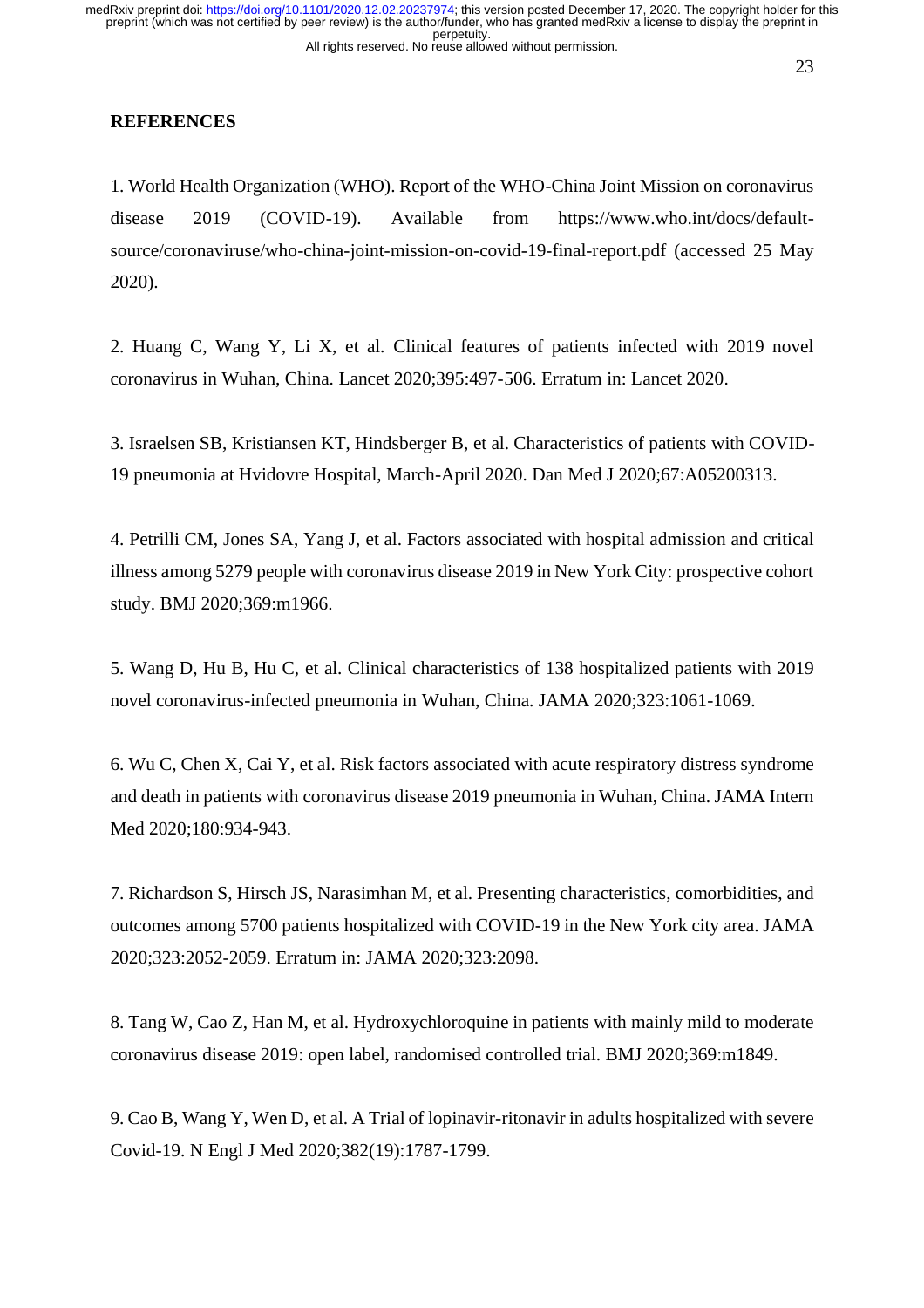**REFERENCES**

1. World Health Organization (WHO). Report of the WHO-China Joint Mission on coronavirus disease 2019 (COVID-19). Available from https://www.who.int/docs/default-source/coronaviruse/who-china-joint-mission-on-covid-19-final-report.pdf (accessed 25 May 2020).

2. Huang C, Wang Y, Li X, et al. Clinical features of patients infected with 2019 novel coronavirus in Wuhan, China. Lancet 2020;395:497-506. Erratum in: Lancet 2020.

3. Israelsen SB, Kristiansen KT, Hindsberger B, et al. Characteristics of patients with COVID-19 pneumonia at Hvidovre Hospital, March-April 2020. Dan Med J 2020;67:A05200313.

4. Petrilli CM, Jones SA, Yang J, et al. Factors associated with hospital admission and critical illness among 5279 people with coronavirus disease 2019 in New York City: prospective cohort study. BMJ 2020;369:m1966.

5. Wang D, Hu B, Hu C, et al. Clinical characteristics of 138 hospitalized patients with 2019 novel coronavirus-infected pneumonia in Wuhan, China. JAMA 2020;323:1061-1069.

6. Wu C, Chen X, Cai Y, et al. Risk factors associated with acute respiratory distress syndrome and death in patients with coronavirus disease 2019 pneumonia in Wuhan, China. JAMA Intern Med 2020;180:934-943.

7. Richardson S, Hirsch JS, Narasimhan M, et al. Presenting characteristics, comorbidities, and outcomes among 5700 patients hospitalized with COVID-19 in the New York city area. JAMA 2020;323:2052-2059. Erratum in: JAMA 2020;323:2098.

8. Tang W, Cao Z, Han M, et al. Hydroxychloroquine in patients with mainly mild to moderate coronavirus disease 2019: open label, randomised controlled trial. BMJ 2020;369:m1849.

9. Cao B, Wang Y, Wen D, et al. A Trial of lopinavir-ritonavir in adults hospitalized with severe Covid-19. N Engl J Med 2020;382(19):1787-1799.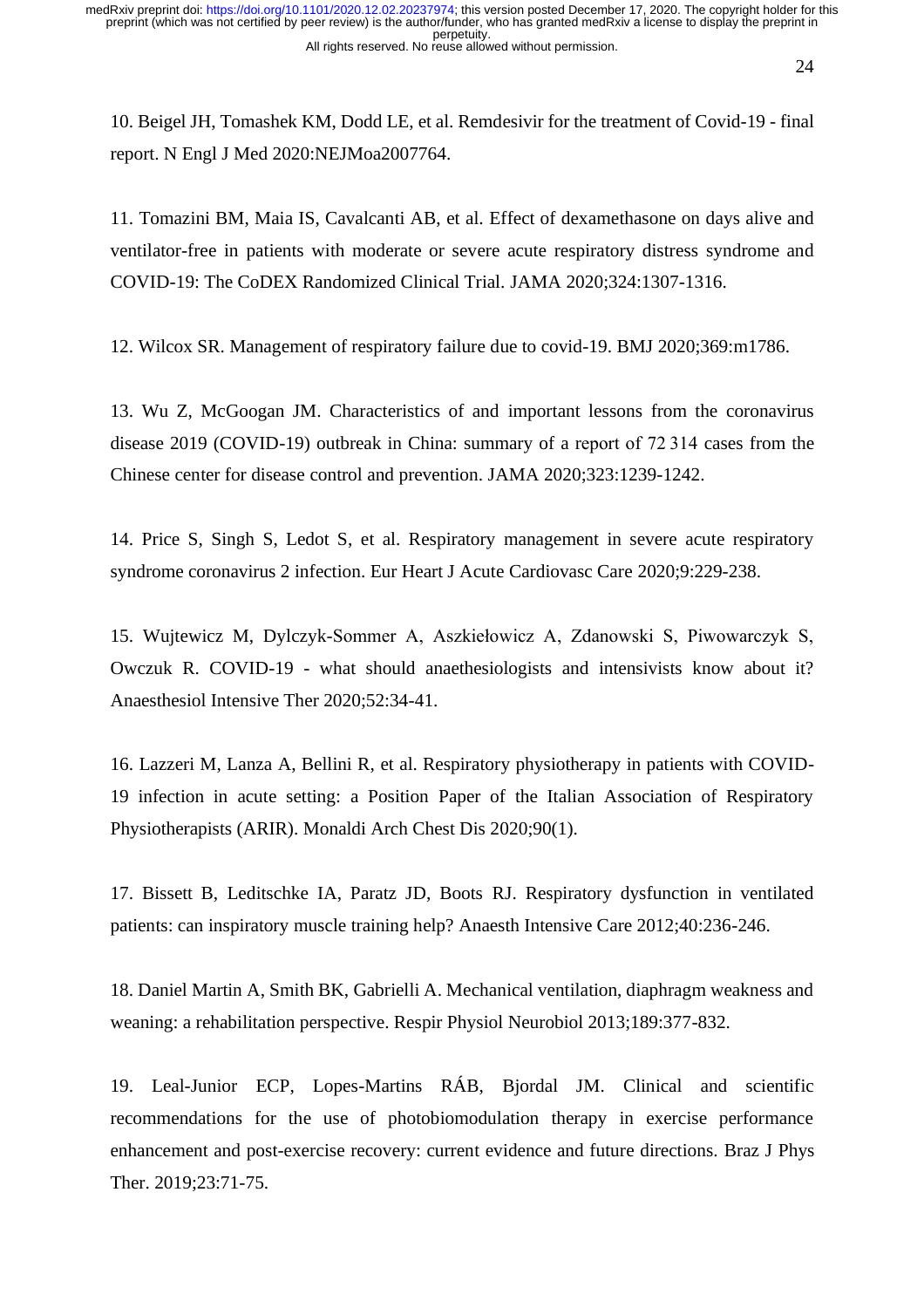10. Beigel JH, Tomashek KM, Dodd LE, et al. Remdesivir for the treatment of Covid-19 - final report. N Engl J Med 2020:NEJMoa2007764.

11. Tomazini BM, Maia IS, Cavalcanti AB, et al. Effect of dexamethasone on days alive and ventilator-free in patients with moderate or severe acute respiratory distress syndrome and COVID-19: The CoDEX Randomized Clinical Trial. JAMA 2020;324:1307-1316.

12. Wilcox SR. Management of respiratory failure due to covid-19. BMJ 2020;369:m1786.

13. Wu Z, McGoogan JM. Characteristics of and important lessons from the coronavirus disease 2019 (COVID-19) outbreak in China: summary of a report of 72 314 cases from the Chinese center for disease control and prevention. JAMA 2020;323:1239-1242.

14. Price S, Singh S, Ledot S, et al. Respiratory management in severe acute respiratory syndrome coronavirus 2 infection. Eur Heart J Acute Cardiovasc Care 2020;9:229-238.

15. Wujtewicz M, Dylczyk-Sommer A, Aszkiełowicz A, Zdanowski S, Piwowarczyk S, Owczuk R. COVID-19 - what should anaethesiologists and intensivists know about it? Anaesthesiol Intensive Ther 2020;52:34-41.

16. Lazzeri M, Lanza A, Bellini R, et al. Respiratory physiotherapy in patients with COVID-19 infection in acute setting: a Position Paper of the Italian Association of Respiratory Physiotherapists (ARIR). Monaldi Arch Chest Dis 2020;90(1).

17. Bissett B, Leditschke IA, Paratz JD, Boots RJ. Respiratory dysfunction in ventilated patients: can inspiratory muscle training help? Anaesth Intensive Care 2012;40:236-246.

18. Daniel Martin A, Smith BK, Gabrielli A. Mechanical ventilation, diaphragm weakness and weaning: a rehabilitation perspective. Respir Physiol Neurobiol 2013;189:377-832.

19. Leal-Junior ECP, Lopes-Martins RÁB, Bjordal JM. Clinical and scientific recommendations for the use of photobiomodulation therapy in exercise performance enhancement and post-exercise recovery: current evidence and future directions. Braz J Phys Ther. 2019;23:71-75.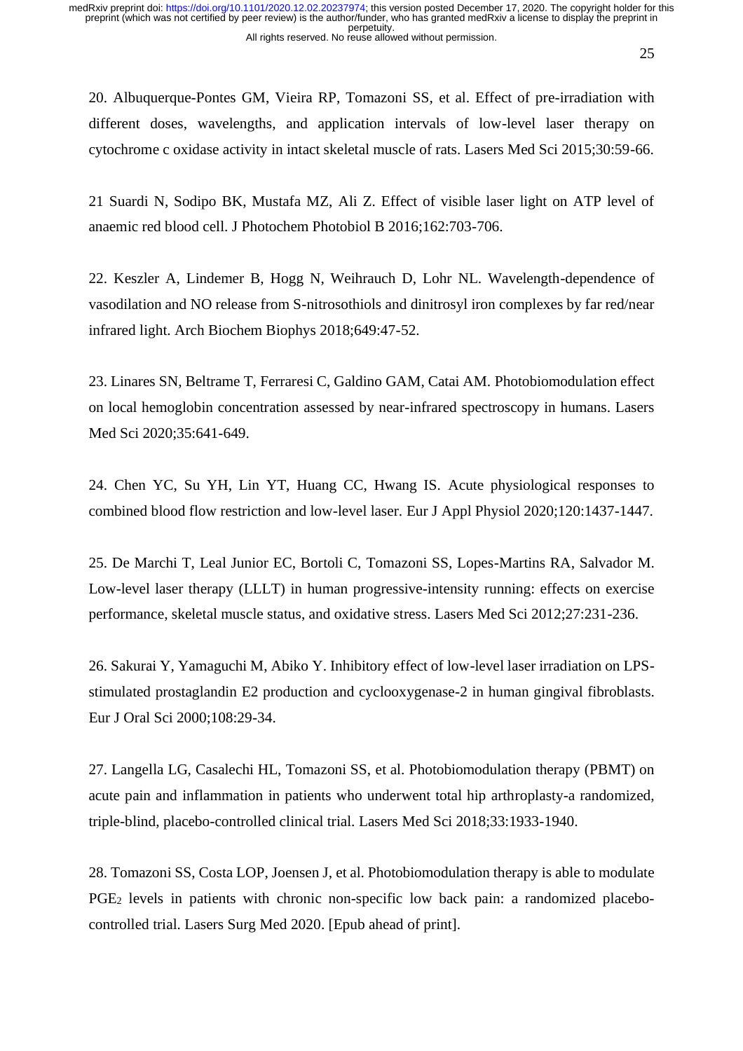20. Albuquerque-Pontes GM, Vieira RP, Tomazoni SS, et al. Effect of pre-irradiation with different doses, wavelengths, and application intervals of low-level laser therapy on cytochrome c oxidase activity in intact skeletal muscle of rats. Lasers Med Sci 2015;30:59-66.

21 Suardi N, Sodipo BK, Mustafa MZ, Ali Z. Effect of visible laser light on ATP level of anaemic red blood cell. J Photochem Photobiol B 2016;162:703-706.

22. Keszler A, Lindemer B, Hogg N, Weihrauch D, Lohr NL. Wavelength-dependence of vasodilation and NO release from S-nitrosothiols and dinitrosyl iron complexes by far red/near infrared light. Arch Biochem Biophys 2018;649:47-52.

23. Linares SN, Beltrame T, Ferraresi C, Galdino GAM, Catai AM. Photobiomodulation effect on local hemoglobin concentration assessed by near-infrared spectroscopy in humans. Lasers Med Sci 2020;35:641-649.

24. Chen YC, Su YH, Lin YT, Huang CC, Hwang IS. Acute physiological responses to combined blood flow restriction and low-level laser. Eur J Appl Physiol 2020;120:1437-1447.

25. De Marchi T, Leal Junior EC, Bortoli C, Tomazoni SS, Lopes-Martins RA, Salvador M. Low-level laser therapy (LLLT) in human progressive-intensity running: effects on exercise performance, skeletal muscle status, and oxidative stress. Lasers Med Sci 2012;27:231-236.

26. Sakurai Y, Yamaguchi M, Abiko Y. Inhibitory effect of low-level laser irradiation on LPS-stimulated prostaglandin E2 production and cyclooxygenase-2 in human gingival fibroblasts. Eur J Oral Sci 2000;108:29-34.

27. Langella LG, Casalechi HL, Tomazoni SS, et al. Photobiomodulation therapy (PBMT) on acute pain and inflammation in patients who underwent total hip arthroplasty-a randomized, triple-blind, placebo-controlled clinical trial. Lasers Med Sci 2018;33:1933-1940.

28. Tomazoni SS, Costa LOP, Joensen J, et al. Photobiomodulation therapy is able to modulate $PGE_2$ levels in patients with chronic non-specific low back pain: a randomized placebo-controlled trial. Lasers Surg Med 2020. [Epub ahead of print].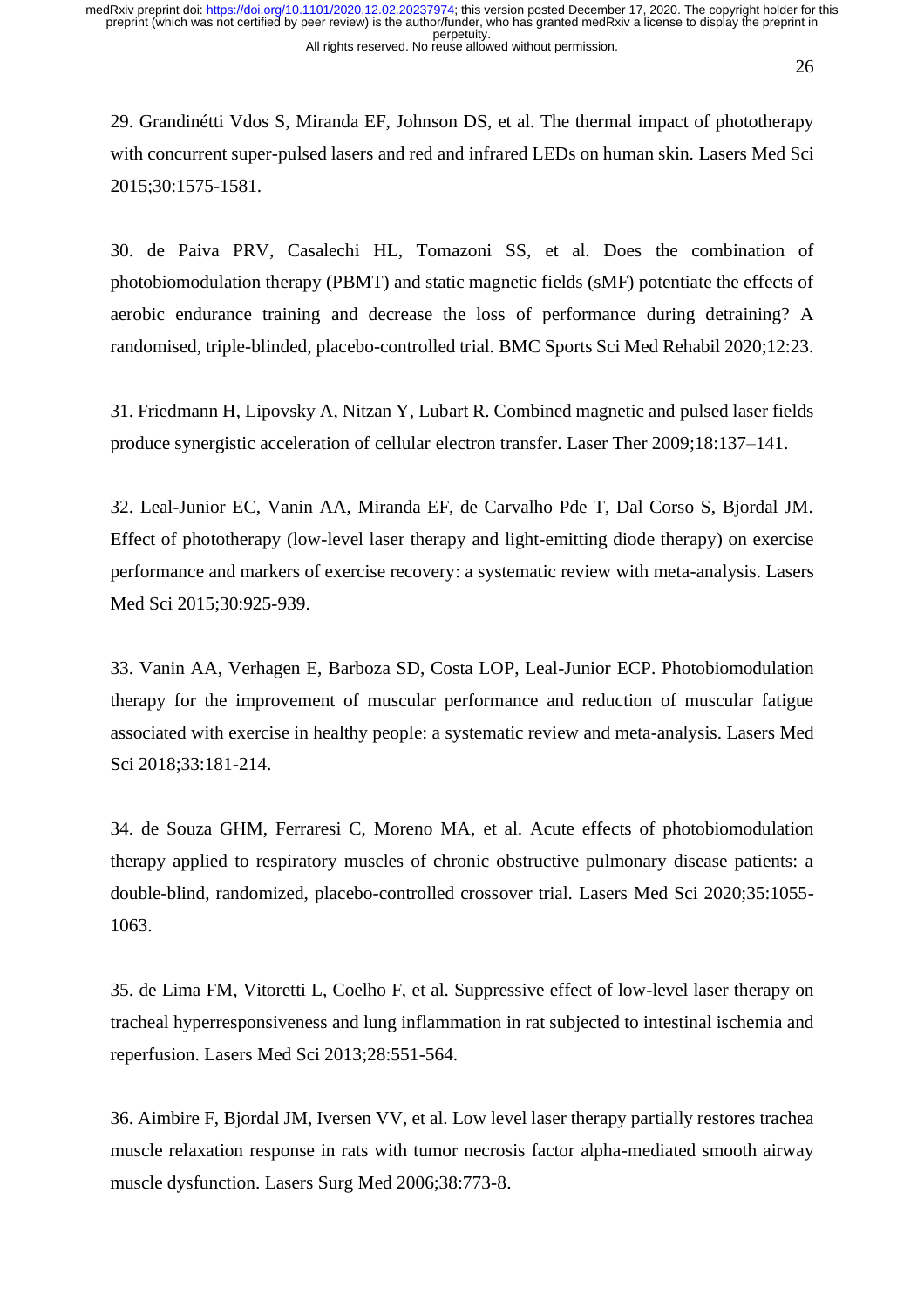29. Grandinétti Vdos S, Miranda EF, Johnson DS, et al. The thermal impact of phototherapy with concurrent super-pulsed lasers and red and infrared LEDs on human skin. Lasers Med Sci 2015;30:1575-1581.

30. de Paiva PRV, Casalechi HL, Tomazoni SS, et al. Does the combination of photobiomodulation therapy (PBMT) and static magnetic fields (sMF) potentiate the effects of aerobic endurance training and decrease the loss of performance during detraining? A randomised, triple-blinded, placebo-controlled trial. BMC Sports Sci Med Rehabil 2020;12:23.

31. Friedmann H, Lipovsky A, Nitzan Y, Lubart R. Combined magnetic and pulsed laser fields produce synergistic acceleration of cellular electron transfer. Laser Ther 2009;18:137–141.

32. Leal-Junior EC, Vanin AA, Miranda EF, de Carvalho Pde T, Dal Corso S, Bjordal JM. Effect of phototherapy (low-level laser therapy and light-emitting diode therapy) on exercise performance and markers of exercise recovery: a systematic review with meta-analysis. Lasers Med Sci 2015;30:925-939.

33. Vanin AA, Verhagen E, Barboza SD, Costa LOP, Leal-Junior ECP. Photobiomodulation therapy for the improvement of muscular performance and reduction of muscular fatigue associated with exercise in healthy people: a systematic review and meta-analysis. Lasers Med Sci 2018;33:181-214.

34. de Souza GHM, Ferraresi C, Moreno MA, et al. Acute effects of photobiomodulation therapy applied to respiratory muscles of chronic obstructive pulmonary disease patients: a double-blind, randomized, placebo-controlled crossover trial. Lasers Med Sci 2020;35:1055-1063.

35. de Lima FM, Vitoretti L, Coelho F, et al. Suppressive effect of low-level laser therapy on tracheal hyperresponsiveness and lung inflammation in rat subjected to intestinal ischemia and reperfusion. Lasers Med Sci 2013;28:551-564.

36. Aimbire F, Bjordal JM, Iversen VV, et al. Low level laser therapy partially restores trachea muscle relaxation response in rats with tumor necrosis factor alpha-mediated smooth airway muscle dysfunction. Lasers Surg Med 2006;38:773-8.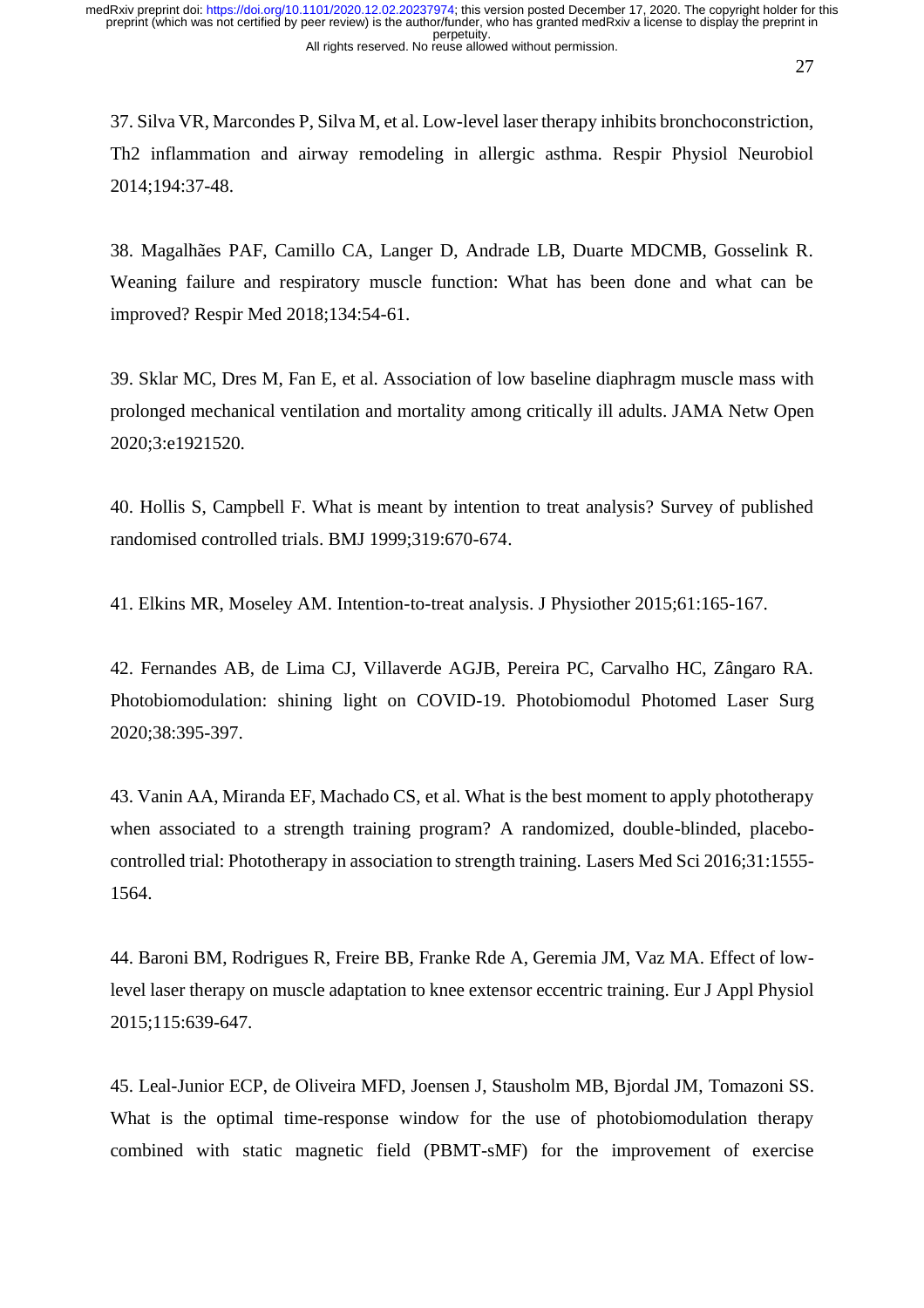37. Silva VR, Marcondes P, Silva M, et al. Low-level laser therapy inhibits bronchoconstriction, Th2 inflammation and airway remodeling in allergic asthma. Respir Physiol Neurobiol 2014;194:37-48.

38. Magalhães PAF, Camillo CA, Langer D, Andrade LB, Duarte MDCMB, Gosselink R. Weaning failure and respiratory muscle function: What has been done and what can be improved? Respir Med 2018;134:54-61.

39. Sklar MC, Dres M, Fan E, et al. Association of low baseline diaphragm muscle mass with prolonged mechanical ventilation and mortality among critically ill adults. JAMA Netw Open 2020;3:e1921520.

40. Hollis S, Campbell F. What is meant by intention to treat analysis? Survey of published randomised controlled trials. BMJ 1999;319:670-674.

41. Elkins MR, Moseley AM. Intention-to-treat analysis. J Physiother 2015;61:165-167.

42. Fernandes AB, de Lima CJ, Villaverde AGJB, Pereira PC, Carvalho HC, Zângaro RA. Photobiomodulation: shining light on COVID-19. Photobiomodul Photomed Laser Surg 2020;38:395-397.

43. Vanin AA, Miranda EF, Machado CS, et al. What is the best moment to apply phototherapy when associated to a strength training program? A randomized, double-blinded, placebo-controlled trial: Phototherapy in association to strength training. Lasers Med Sci 2016;31:1555-1564.

44. Baroni BM, Rodrigues R, Freire BB, Franke Rde A, Geremia JM, Vaz MA. Effect of low-level laser therapy on muscle adaptation to knee extensor eccentric training. Eur J Appl Physiol 2015;115:639-647.

45. Leal-Junior ECP, de Oliveira MFD, Joensen J, Stausholm MB, Bjordal JM, Tomazoni SS. What is the optimal time-response window for the use of photobiomodulation therapy combined with static magnetic field (PBMT-sMF) for the improvement of exercise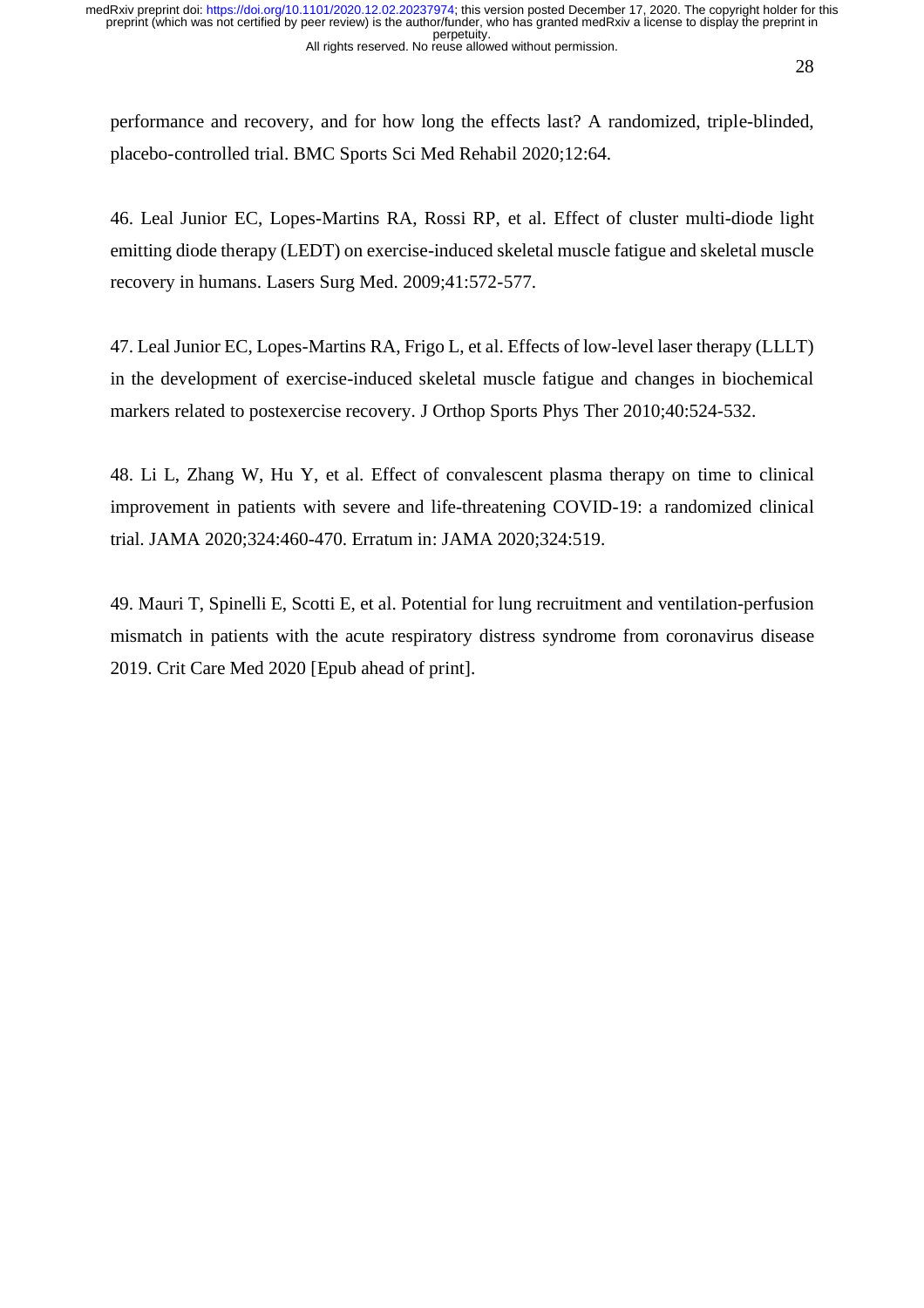performance and recovery, and for how long the effects last? A randomized, triple-blinded, placebo-controlled trial. BMC Sports Sci Med Rehabil 2020;12:64.

46. Leal Junior EC, Lopes-Martins RA, Rossi RP, et al. Effect of cluster multi-diode light emitting diode therapy (LEDT) on exercise-induced skeletal muscle fatigue and skeletal muscle recovery in humans. Lasers Surg Med. 2009;41:572-577.

47. Leal Junior EC, Lopes-Martins RA, Frigo L, et al. Effects of low-level laser therapy (LLLT) in the development of exercise-induced skeletal muscle fatigue and changes in biochemical markers related to postexercise recovery. J Orthop Sports Phys Ther 2010;40:524-532.

48. Li L, Zhang W, Hu Y, et al. Effect of convalescent plasma therapy on time to clinical improvement in patients with severe and life-threatening COVID-19: a randomized clinical trial. JAMA 2020;324:460-470. Erratum in: JAMA 2020;324:519.

49. Mauri T, Spinelli E, Scotti E, et al. Potential for lung recruitment and ventilation-perfusion mismatch in patients with the acute respiratory distress syndrome from coronavirus disease 2019. Crit Care Med 2020 [Epub ahead of print].